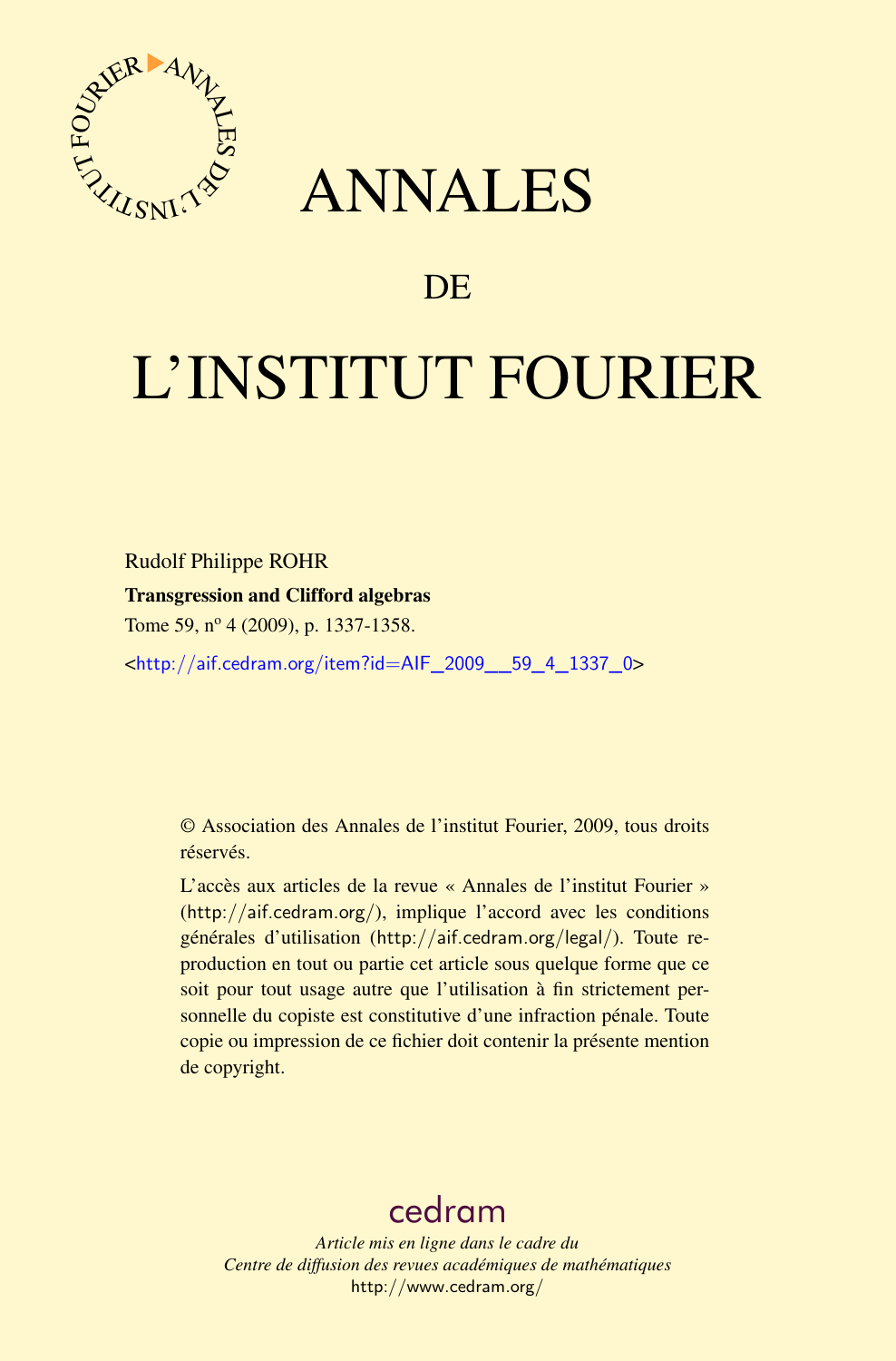# ANNALES

## DE

# L'INSTITUT FOURIER

Rudolf Philippe ROHR

**Transgression and Clifford algebras**

Tome 59, nº 4 (2009), p. 1337-1358.

<http://aif.cedram.org/item?id=AIF_2009__59_4_1337_0>

© Association des Annales de l'institut Fourier, 2009, tous droits réservés.

L'accès aux articles de la revue « Annales de l'institut Fourier » (http://aif.cedram.org/), implique l'accord avec les conditions générales d'utilisation (http://aif.cedram.org/legal/). Toute reproduction en tout ou partie cet article sous quelque forme que ce soit pour tout usage autre que l'utilisation à fin strictement personnelle du copiste est constitutive d'une infraction pénale. Toute copie ou impression de ce fichier doit contenir la présente mention de copyright.

cedram

*Article mis en ligne dans le cadre du*
*Centre de diffusion des revues académiques de mathématiques*
http://www.cedram.org/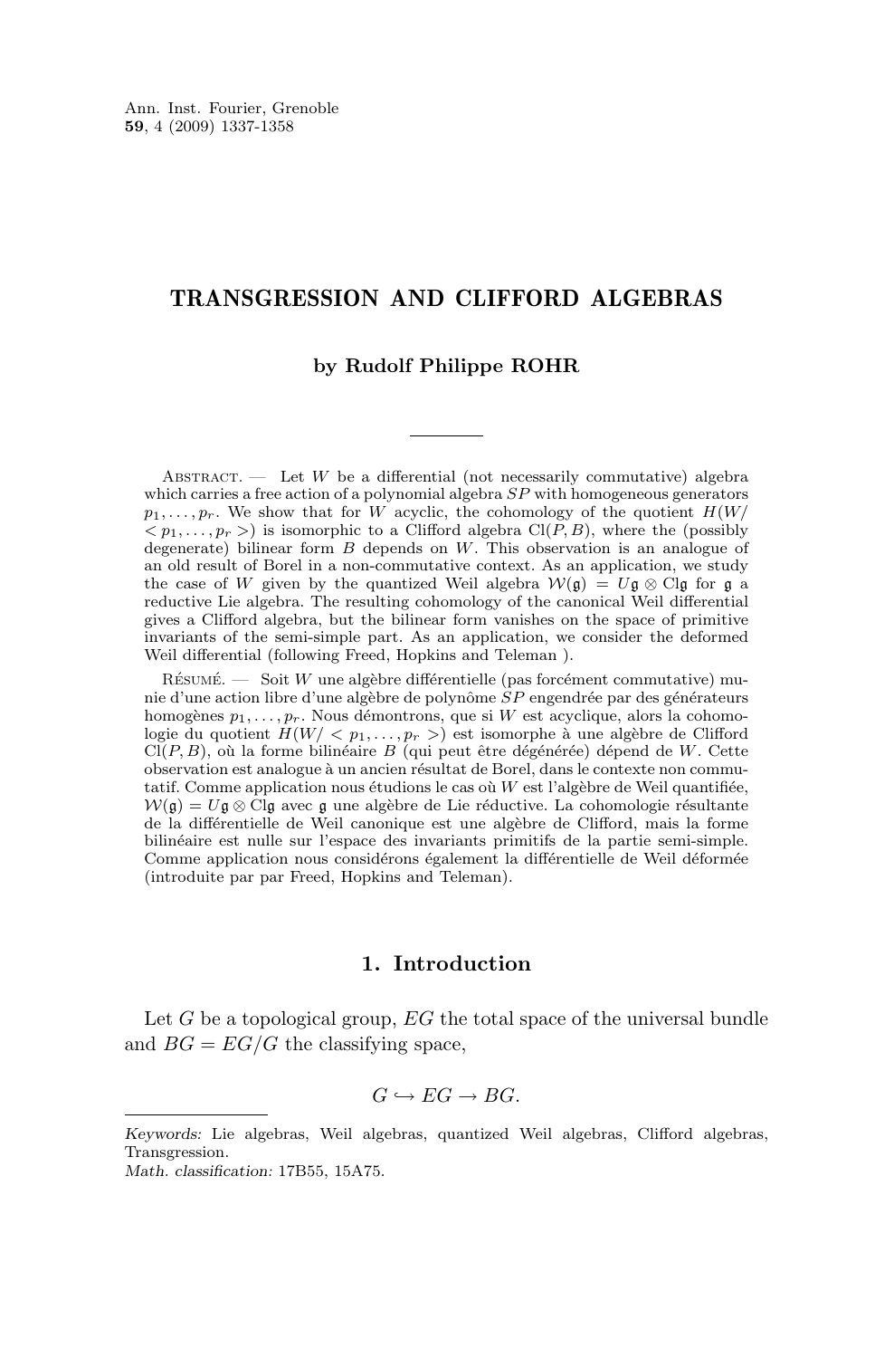# TRANSGRESSION AND CLIFFORD ALGEBRAS

### by Rudolf Philippe ROHR

Abstract. — Let $W$ be a differential (not necessarily commutative) algebra which carries a free action of a polynomial algebra $SP$ with homogeneous generators $p_1, \ldots, p_r$. We show that for $W$ acyclic, the cohomology of the quotient $H(W/ < p_1, \ldots, p_r >)$ is isomorphic to a Clifford algebra $\mathrm{Cl}(P, B)$, where the (possibly degenerate) bilinear form $B$ depends on $W$. This observation is an analogue of an old result of Borel in a non-commutative context. As an application, we study the case of $W$ given by the quantized Weil algebra $\mathcal{W}(\mathfrak{g}) = U\mathfrak{g} \otimes \mathrm{Cl}\mathfrak{g}$ for $\mathfrak{g}$ a reductive Lie algebra. The resulting cohomology of the canonical Weil differential gives a Clifford algebra, but the bilinear form vanishes on the space of primitive invariants of the semi-simple part. As an application, we consider the deformed Weil differential (following Freed, Hopkins and Teleman ).

Résumé. — Soit $W$ une algèbre différentielle (pas forcément commutative) munie d'une action libre d'une algèbre de polynôme $SP$ engendrée par des générateurs homogènes $p_1, \ldots, p_r$. Nous démontrons, que si $W$ est acyclique, alors la cohomologie du quotient $H(W/ < p_1, \ldots, p_r >)$ est isomorphe à une algèbre de Clifford $\mathrm{Cl}(P, B)$, où la forme bilinéaire $B$ (qui peut être dégénérée) dépend de $W$. Cette observation est analogue à un ancien résultat de Borel, dans le contexte non commutatif. Comme application nous étudions le cas où $W$ est l'algèbre de Weil quantifiée, $\mathcal{W}(\mathfrak{g}) = U\mathfrak{g} \otimes \mathrm{Cl}\mathfrak{g}$ avec $\mathfrak{g}$ une algèbre de Lie réductive. La cohomologie résultante de la différentielle de Weil canonique est une algèbre de Clifford, mais la forme bilinéaire est nulle sur l'espace des invariants primitifs de la partie semi-simple. Comme application nous considérons également la différentielle de Weil déformée (introduite par par Freed, Hopkins and Teleman).

## 1. Introduction

Let $G$ be a topological group, $EG$ the total space of the universal bundle and $BG = EG/G$ the classifying space,

$$G \hookrightarrow EG \to BG.$$

*Keywords:* Lie algebras, Weil algebras, quantized Weil algebras, Clifford algebras, Transgression.
*Math. classification:* 17B55, 15A75.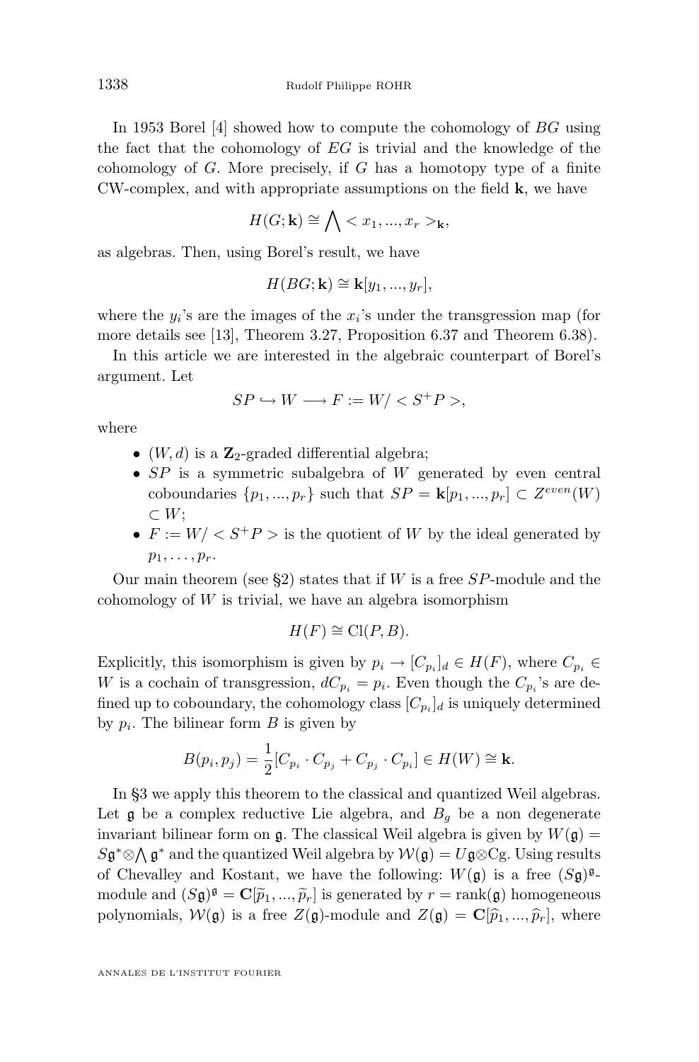In 1953 Borel [4] showed how to compute the cohomology of $BG$ using the fact that the cohomology of $EG$ is trivial and the knowledge of the cohomology of $G$. More precisely, if $G$ has a homotopy type of a finite CW-complex, and with appropriate assumptions on the field $\mathbf{k}$, we have

$$H(G;\mathbf{k}) \cong \bigwedge < x_1, ..., x_r >_{\mathbf{k}},$$

as algebras. Then, using Borel's result, we have

$$H(BG;\mathbf{k}) \cong \mathbf{k}[y_1, ..., y_r],$$

where the $y_i$'s are the images of the $x_i$'s under the transgression map (for more details see [13], Theorem 3.27, Proposition 6.37 and Theorem 6.38).

In this article we are interested in the algebraic counterpart of Borel's argument. Let

$$SP \hookrightarrow W \longrightarrow F := W/ < S^+P >,$$

where

- $(W, d)$ is a $\mathbf{Z}_2$-graded differential algebra;
- $SP$ is a symmetric subalgebra of $W$ generated by even central coboundaries $\{p_1, ..., p_r\}$ such that $SP = \mathbf{k}[p_1, ..., p_r] \subset Z^{even}(W) \subset W$;
- $F := W/ < S^+P >$ is the quotient of $W$ by the ideal generated by $p_1, \ldots, p_r$.

Our main theorem (see §2) states that if $W$ is a free $SP$-module and the cohomology of $W$ is trivial, we have an algebra isomorphism

$$H(F) \cong \mathrm{Cl}(P, B).$$

Explicitly, this isomorphism is given by $p_i \to [C_{p_i}]_d \in H(F)$, where $C_{p_i} \in W$ is a cochain of transgression, $dC_{p_i} = p_i$. Even though the $C_{p_i}$'s are defined up to coboundary, the cohomology class $[C_{p_i}]_d$ is uniquely determined by $p_i$. The bilinear form $B$ is given by

$$B(p_i, p_j) = \frac{1}{2}[C_{p_i} \cdot C_{p_j} + C_{p_j} \cdot C_{p_i}] \in H(W) \cong \mathbf{k}.$$

In §3 we apply this theorem to the classical and quantized Weil algebras. Let $\mathfrak{g}$ be a complex reductive Lie algebra, and $B_g$ be a non degenerate invariant bilinear form on $\mathfrak{g}$. The classical Weil algebra is given by $W(\mathfrak{g}) = S\mathfrak{g}^* \otimes \bigwedge \mathfrak{g}^*$ and the quantized Weil algebra by $\mathcal{W}(\mathfrak{g}) = U\mathfrak{g} \otimes \mathrm{C}\mathfrak{g}$. Using results of Chevalley and Kostant, we have the following: $W(\mathfrak{g})$ is a free $(S\mathfrak{g})^{\mathfrak{g}}$-module and $(S\mathfrak{g})^{\mathfrak{g}} = \mathbf{C}[\widetilde{p}_1, ..., \widetilde{p}_r]$ is generated by $r = \mathrm{rank}(\mathfrak{g})$ homogeneous polynomials, $\mathcal{W}(\mathfrak{g})$ is a free $Z(\mathfrak{g})$-module and $Z(\mathfrak{g}) = \mathbf{C}[\widehat{p}_1, ..., \widehat{p}_r]$, where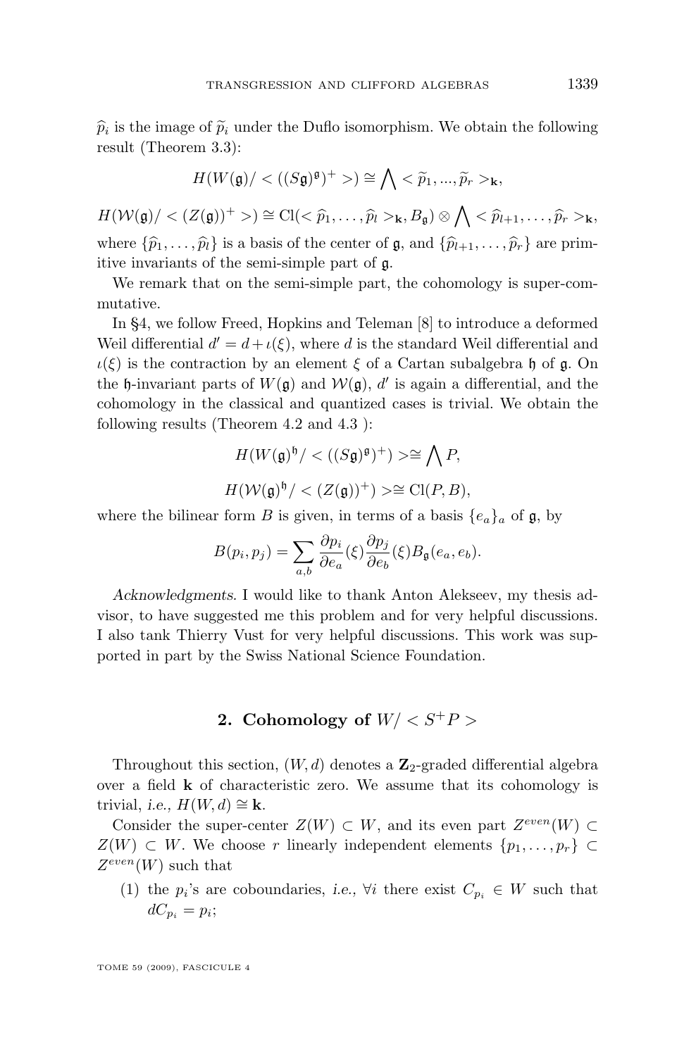$\widehat{p}_i$ is the image of $\widetilde{p}_i$ under the Duflo isomorphism. We obtain the following result (Theorem 3.3):

$$H(W(\mathfrak{g})/<((S\mathfrak{g})^{\mathfrak{g}})^+>) \cong \bigwedge <\widetilde{p}_1, ..., \widetilde{p}_r>_{\mathbf{k}},$$

$$H(\mathcal{W}(\mathfrak{g})/<(Z(\mathfrak{g}))^+>) \cong \mathrm{Cl}(<\widehat{p}_1, \ldots, \widehat{p}_l>_{\mathbf{k}}, B_{\mathfrak{g}}) \otimes \bigwedge <\widehat{p}_{l+1}, \ldots, \widehat{p}_r>_{\mathbf{k}},$$

where $\{\widehat{p}_1, \ldots, \widehat{p}_l\}$ is a basis of the center of $\mathfrak{g}$, and $\{\widehat{p}_{l+1}, \ldots, \widehat{p}_r\}$ are primitive invariants of the semi-simple part of $\mathfrak{g}$.

We remark that on the semi-simple part, the cohomology is super-commutative.

In §4, we follow Freed, Hopkins and Teleman [8] to introduce a deformed Weil differential $d' = d + \iota(\xi)$, where $d$ is the standard Weil differential and $\iota(\xi)$ is the contraction by an element $\xi$ of a Cartan subalgebra $\mathfrak{h}$ of $\mathfrak{g}$. On the $\mathfrak{h}$-invariant parts of $W(\mathfrak{g})$ and $\mathcal{W}(\mathfrak{g})$, $d'$ is again a differential, and the cohomology in the classical and quantized cases is trivial. We obtain the following results (Theorem 4.2 and 4.3 ):

$$H(W(\mathfrak{g})^{\mathfrak{h}}/<((S\mathfrak{g})^{\mathfrak{g}})^+)> \cong \bigwedge P,$$

$$H(\mathcal{W}(\mathfrak{g})^{\mathfrak{h}}/<(Z(\mathfrak{g}))^+)> \cong \mathrm{Cl}(P, B),$$

where the bilinear form $B$ is given, in terms of a basis $\{e_a\}_a$ of $\mathfrak{g}$, by

$$B(p_i, p_j) = \sum_{a,b} \frac{\partial p_i}{\partial e_a}(\xi) \frac{\partial p_j}{\partial e_b}(\xi) B_{\mathfrak{g}}(e_a, e_b).$$

*Acknowledgments*. I would like to thank Anton Alekseev, my thesis advisor, to have suggested me this problem and for very helpful discussions. I also tank Thierry Vust for very helpful discussions. This work was supported in part by the Swiss National Science Foundation.

## 2. Cohomology of $W/<S^+P>$

Throughout this section, $(W, d)$ denotes a $\mathbf{Z}_2$-graded differential algebra over a field $\mathbf{k}$ of characteristic zero. We assume that its cohomology is trivial, *i.e.*, $H(W, d) \cong \mathbf{k}$.

Consider the super-center $Z(W) \subset W$, and its even part $Z^{even}(W) \subset Z(W) \subset W$. We choose $r$ linearly independent elements $\{p_1, \ldots, p_r\} \subset Z^{even}(W)$ such that

(1) the $p_i$'s are coboundaries, *i.e.*, $\forall i$ there exist $C_{p_i} \in W$ such that $dC_{p_i} = p_i$;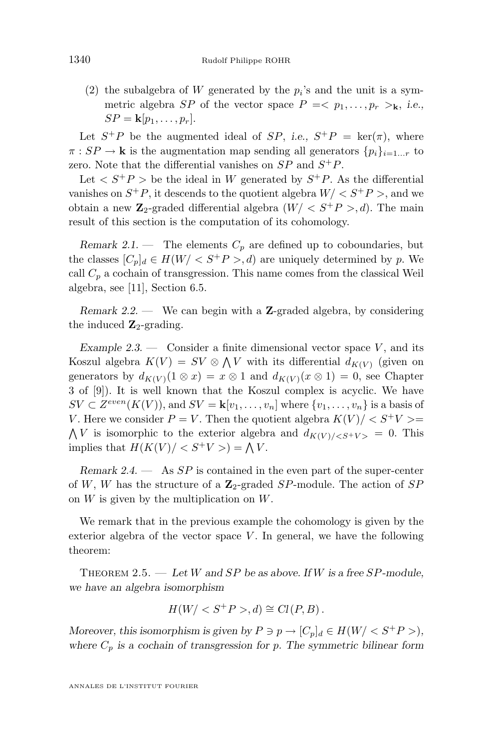(2) the subalgebra of $W$ generated by the $p_i$'s and the unit is a symmetric algebra $SP$ of the vector space $P = < p_1, \ldots, p_r >_{\mathbf{k}}$, *i.e.*, $SP = \mathbf{k}[p_1, \ldots, p_r]$.

Let $S^+P$ be the augmented ideal of $SP$, *i.e.*, $S^+P = \ker(\pi)$, where $\pi : SP \to \mathbf{k}$ is the augmentation map sending all generators $\{p_i\}_{i=1\ldots r}$ to zero. Note that the differential vanishes on $SP$ and $S^+P$.

Let $< S^+P >$ be the ideal in $W$ generated by $S^+P$. As the differential vanishes on $S^+P$, it descends to the quotient algebra $W/ < S^+P >$, and we obtain a new $\mathbf{Z}_2$-graded differential algebra $(W/ < S^+P >, d)$. The main result of this section is the computation of its cohomology.

*Remark 2.1.* — The elements $C_p$ are defined up to coboundaries, but the classes $[C_p]_d \in H(W/ < S^+P >, d)$ are uniquely determined by $p$. We call $C_p$ a cochain of transgression. This name comes from the classical Weil algebra, see [11], Section 6.5.

*Remark 2.2.* — We can begin with a $\mathbf{Z}$-graded algebra, by considering the induced $\mathbf{Z}_2$-grading.

*Example 2.3.* — Consider a finite dimensional vector space $V$, and its Koszul algebra $K(V) = SV \otimes \bigwedge V$ with its differential $d_{K(V)}$ (given on generators by $d_{K(V)}(1 \otimes x) = x \otimes 1$ and $d_{K(V)}(x \otimes 1) = 0$, see Chapter 3 of [9]). It is well known that the Koszul complex is acyclic. We have $SV \subset Z^{even}(K(V))$, and $SV = \mathbf{k}[v_1, \ldots, v_n]$ where $\{v_1, \ldots, v_n\}$ is a basis of $V$. Here we consider $P = V$. Then the quotient algebra $K(V)/ < S^+V >= \bigwedge V$ is isomorphic to the exterior algebra and $d_{K(V)/<S^+V>} = 0$. This implies that $H(K(V)/ < S^+V >) = \bigwedge V$.

*Remark 2.4.* — As $SP$ is contained in the even part of the super-center of $W$, $W$ has the structure of a $\mathbf{Z}_2$-graded $SP$-module. The action of $SP$ on $W$ is given by the multiplication on $W$.

We remark that in the previous example the cohomology is given by the exterior algebra of the vector space $V$. In general, we have the following theorem:

Theorem 2.5. — *Let $W$ and $SP$ be as above. If $W$ is a free $SP$-module, we have an algebra isomorphism*

$$H(W/ < S^+P >, d) \cong Cl(P, B)\,.$$

*Moreover, this isomorphism is given by $P \ni p \to [C_p]_d \in H(W/ < S^+P >)$, where $C_p$ is a cochain of transgression for $p$. The symmetric bilinear form*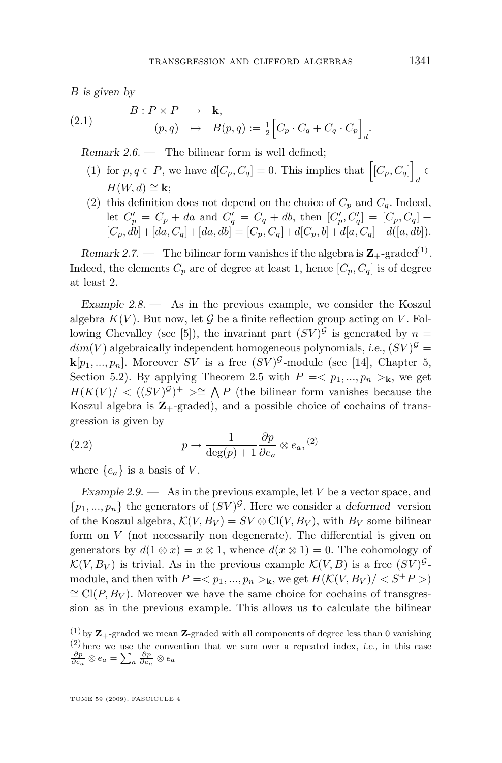*B is given by*

$$
\begin{array}{rcl} B : P \times P & \rightarrow & \mathbf{k}, \\ (p, q) & \mapsto & B(p,q) := \frac{1}{2}\Big[C_p \cdot C_q + C_q \cdot C_p\Big]_d. \end{array} \tag{2.1}
$$

*Remark 2.6.* — The bilinear form is well defined;

1. for $p, q \in P$, we have $d[C_p, C_q] = 0$. This implies that $\Big[[C_p, C_q]\Big]_d \in H(W, d) \cong \mathbf{k}$;
2. this definition does not depend on the choice of $C_p$ and $C_q$. Indeed, let $C'_p = C_p + da$ and $C'_q = C_q + db$, then $[C'_p, C'_q] = [C_p, C_q] + [C_p, db] + [da, C_q] + [da, db] = [C_p, C_q] + d[C_p, b] + d[a, C_q] + d([a, db])$.

*Remark 2.7.* — The bilinear form vanishes if the algebra is $\mathbf{Z}_+$-graded[1]. Indeed, the elements $C_p$ are of degree at least 1, hence $[C_p, C_q]$ is of degree at least 2.

*Example 2.8.* — As in the previous example, we consider the Koszul algebra $K(V)$. But now, let $\mathcal{G}$ be a finite reflection group acting on $V$. Following Chevalley (see [5]), the invariant part $(SV)^{\mathcal{G}}$ is generated by $n = dim(V)$ algebraically independent homogeneous polynomials, *i.e.,* $(SV)^{\mathcal{G}} = \mathbf{k}[p_1, ..., p_n]$. Moreover $SV$ is a free $(SV)^{\mathcal{G}}$-module (see [14], Chapter 5, Section 5.2). By applying Theorem 2.5 with $P =< p_1, ..., p_n >_{\mathbf{k}}$, we get $H(K(V)/ < ((SV)^{\mathcal{G}})^+ > \cong \bigwedge P$ (the bilinear form vanishes because the Koszul algebra is $\mathbf{Z}_+$-graded), and a possible choice of cochains of transgression is given by

$$
p \rightarrow \frac{1}{\deg(p) + 1} \frac{\partial p}{\partial e_a} \otimes e_a, \text{[2]} \tag{2.2}
$$

where $\{e_a\}$ is a basis of $V$.

*Example 2.9.* — As in the previous example, let $V$ be a vector space, and $\{p_1, ..., p_n\}$ the generators of $(SV)^{\mathcal{G}}$. Here we consider a *deformed* version of the Koszul algebra, $\mathcal{K}(V, B_V) = SV \otimes \mathrm{Cl}(V, B_V)$, with $B_V$ some bilinear form on $V$ (not necessarily non degenerate). The differential is given on generators by $d(1 \otimes x) = x \otimes 1$, whence $d(x \otimes 1) = 0$. The cohomology of $\mathcal{K}(V, B_V)$ is trivial. As in the previous example $\mathcal{K}(V, B)$ is a free $(SV)^{\mathcal{G}}$-module, and then with $P =< p_1, ..., p_n >_{\mathbf{k}}$, we get $H(\mathcal{K}(V, B_V)/ < S^+P >) \cong \mathrm{Cl}(P, B_V)$. Moreover we have the same choice for cochains of transgression as in the previous example. This allows us to calculate the bilinear

---

[1] by $\mathbf{Z}_+$-graded we mean $\mathbf{Z}$-graded with all components of degree less than 0 vanishing

[2] here we use the convention that we sum over a repeated index, *i.e.,* in this case $\frac{\partial p}{\partial e_a} \otimes e_a = \sum_a \frac{\partial p}{\partial e_a} \otimes e_a$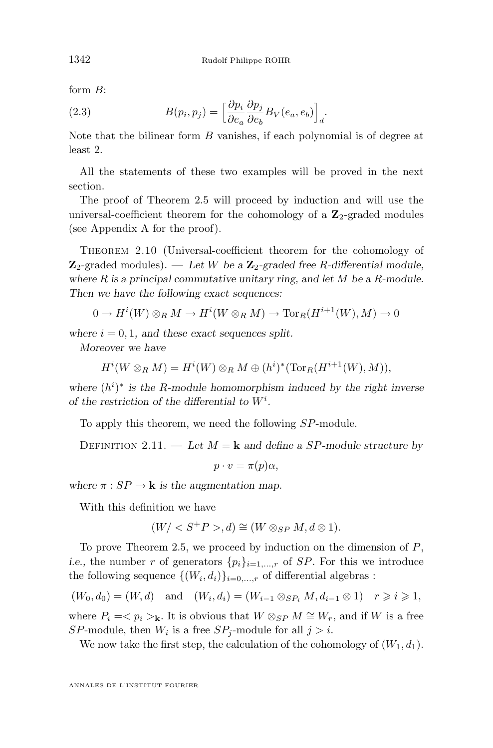form $B$:

$$B(p_i, p_j) = \Big[\frac{\partial p_i}{\partial e_a}\frac{\partial p_j}{\partial e_b} B_V(e_a, e_b)\Big]_d. \tag{2.3}$$

Note that the bilinear form $B$ vanishes, if each polynomial is of degree at least 2.

All the statements of these two examples will be proved in the next section.

The proof of Theorem 2.5 will proceed by induction and will use the universal-coefficient theorem for the cohomology of a $\mathbf{Z}_2$-graded modules (see Appendix A for the proof).

Theorem 2.10 (Universal-coefficient theorem for the cohomology of $\mathbf{Z}_2$-graded modules). — *Let $W$ be a $\mathbf{Z}_2$-graded free $R$-differential module, where $R$ is a principal commutative unitary ring, and let $M$ be a $R$-module. Then we have the following exact sequences:*

$$0 \to H^i(W) \otimes_R M \to H^i(W \otimes_R M) \to \mathrm{Tor}_R(H^{i+1}(W), M) \to 0$$

*where $i = 0, 1$, and these exact sequences split.*

*Moreover we have*

$$H^i(W \otimes_R M) = H^i(W) \otimes_R M \oplus (h^i)^*(\mathrm{Tor}_R(H^{i+1}(W), M)),$$

*where $(h^i)^*$ is the $R$-module homomorphism induced by the right inverse of the restriction of the differential to $W^i$.*

To apply this theorem, we need the following $SP$-module.

Definition 2.11. — *Let $M = \mathbf{k}$ and define a $SP$-module structure by*

$$p \cdot v = \pi(p)\alpha,$$

*where $\pi : SP \to \mathbf{k}$ is the augmentation map.*

With this definition we have

$$(W/ < S^+P >, d) \cong (W \otimes_{SP} M, d \otimes 1).$$

To prove Theorem 2.5, we proceed by induction on the dimension of $P$, *i.e.,* the number $r$ of generators $\{p_i\}_{i=1,\dots,r}$ of $SP$. For this we introduce the following sequence $\{(W_i, d_i)\}_{i=0,\dots,r}$ of differential algebras :

$$(W_0, d_0) = (W, d) \quad \text{and} \quad (W_i, d_i) = (W_{i-1} \otimes_{SP_i} M, d_{i-1} \otimes 1) \quad r \geqslant i \geqslant 1,$$

where $P_i =< p_i >_{\mathbf{k}}$. It is obvious that $W \otimes_{SP} M \cong W_r$, and if $W$ is a free $SP$-module, then $W_i$ is a free $SP_j$-module for all $j > i$.

We now take the first step, the calculation of the cohomology of $(W_1, d_1)$.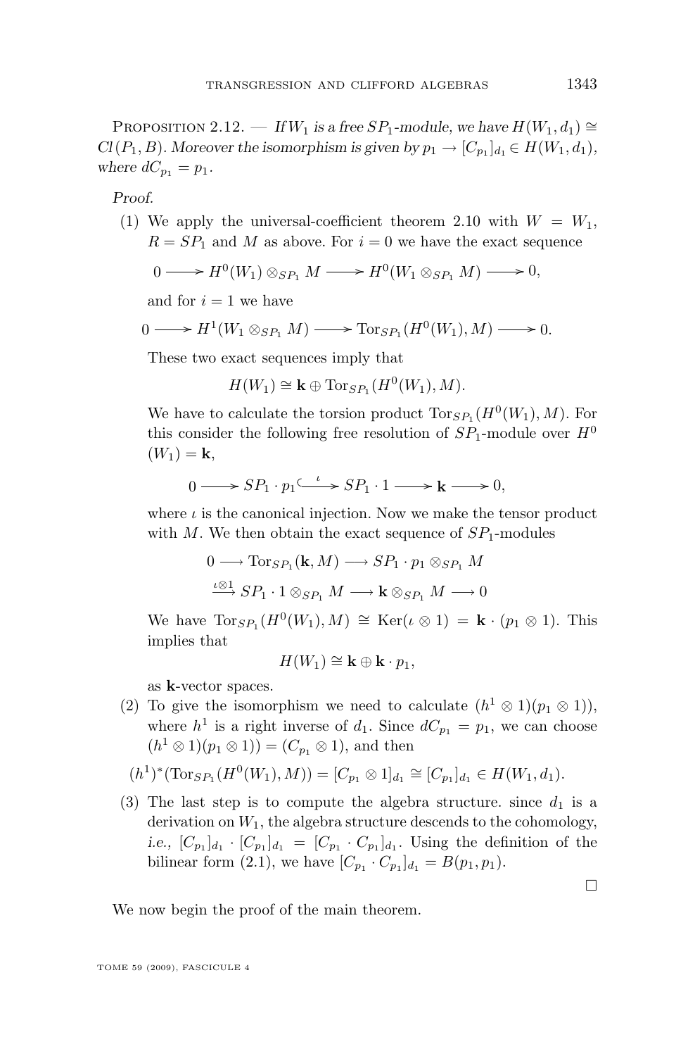**Proposition 2.12.** — *If $W_1$ is a free $SP_1$-module, we have $H(W_1, d_1) \cong Cl(P_1, B)$. Moreover the isomorphism is given by $p_1 \to [C_{p_1}]_{d_1} \in H(W_1, d_1)$, where $dC_{p_1} = p_1$.*

*Proof.*

1. We apply the universal-coefficient theorem 2.10 with $W = W_1$, $R = SP_1$ and $M$ as above. For $i = 0$ we have the exact sequence

$$0 \longrightarrow H^0(W_1) \otimes_{SP_1} M \longrightarrow H^0(W_1 \otimes_{SP_1} M) \longrightarrow 0,$$

   and for $i = 1$ we have

$$0 \longrightarrow H^1(W_1 \otimes_{SP_1} M) \longrightarrow \mathrm{Tor}_{SP_1}(H^0(W_1), M) \longrightarrow 0.$$

   These two exact sequences imply that

$$H(W_1) \cong \mathbf{k} \oplus \mathrm{Tor}_{SP_1}(H^0(W_1), M).$$

   We have to calculate the torsion product $\mathrm{Tor}_{SP_1}(H^0(W_1), M)$. For this consider the following free resolution of $SP_1$-module over $H^0(W_1) = \mathbf{k}$,

$$0 \longrightarrow SP_1 \cdot p_1 \overset{\iota}{\hookrightarrow} SP_1 \cdot 1 \longrightarrow \mathbf{k} \longrightarrow 0,$$

   where $\iota$ is the canonical injection. Now we make the tensor product with $M$. We then obtain the exact sequence of $SP_1$-modules

$$0 \longrightarrow \mathrm{Tor}_{SP_1}(\mathbf{k}, M) \longrightarrow SP_1 \cdot p_1 \otimes_{SP_1} M$$
$$\xrightarrow{\iota \otimes 1} SP_1 \cdot 1 \otimes_{SP_1} M \longrightarrow \mathbf{k} \otimes_{SP_1} M \longrightarrow 0$$

   We have $\mathrm{Tor}_{SP_1}(H^0(W_1), M) \cong \mathrm{Ker}(\iota \otimes 1) = \mathbf{k} \cdot (p_1 \otimes 1)$. This implies that

$$H(W_1) \cong \mathbf{k} \oplus \mathbf{k} \cdot p_1,$$

   as $\mathbf{k}$-vector spaces.

2. To give the isomorphism we need to calculate $(h^1 \otimes 1)(p_1 \otimes 1))$, where $h^1$ is a right inverse of $d_1$. Since $dC_{p_1} = p_1$, we can choose $(h^1 \otimes 1)(p_1 \otimes 1)) = (C_{p_1} \otimes 1)$, and then

$$(h^1)^*(\mathrm{Tor}_{SP_1}(H^0(W_1), M)) = [C_{p_1} \otimes 1]_{d_1} \cong [C_{p_1}]_{d_1} \in H(W_1, d_1).$$

3. The last step is to compute the algebra structure. since $d_1$ is a derivation on $W_1$, the algebra structure descends to the cohomology, *i.e.*, $[C_{p_1}]_{d_1} \cdot [C_{p_1}]_{d_1} = [C_{p_1} \cdot C_{p_1}]_{d_1}$. Using the definition of the bilinear form (2.1), we have $[C_{p_1} \cdot C_{p_1}]_{d_1} = B(p_1, p_1)$.

□

We now begin the proof of the main theorem.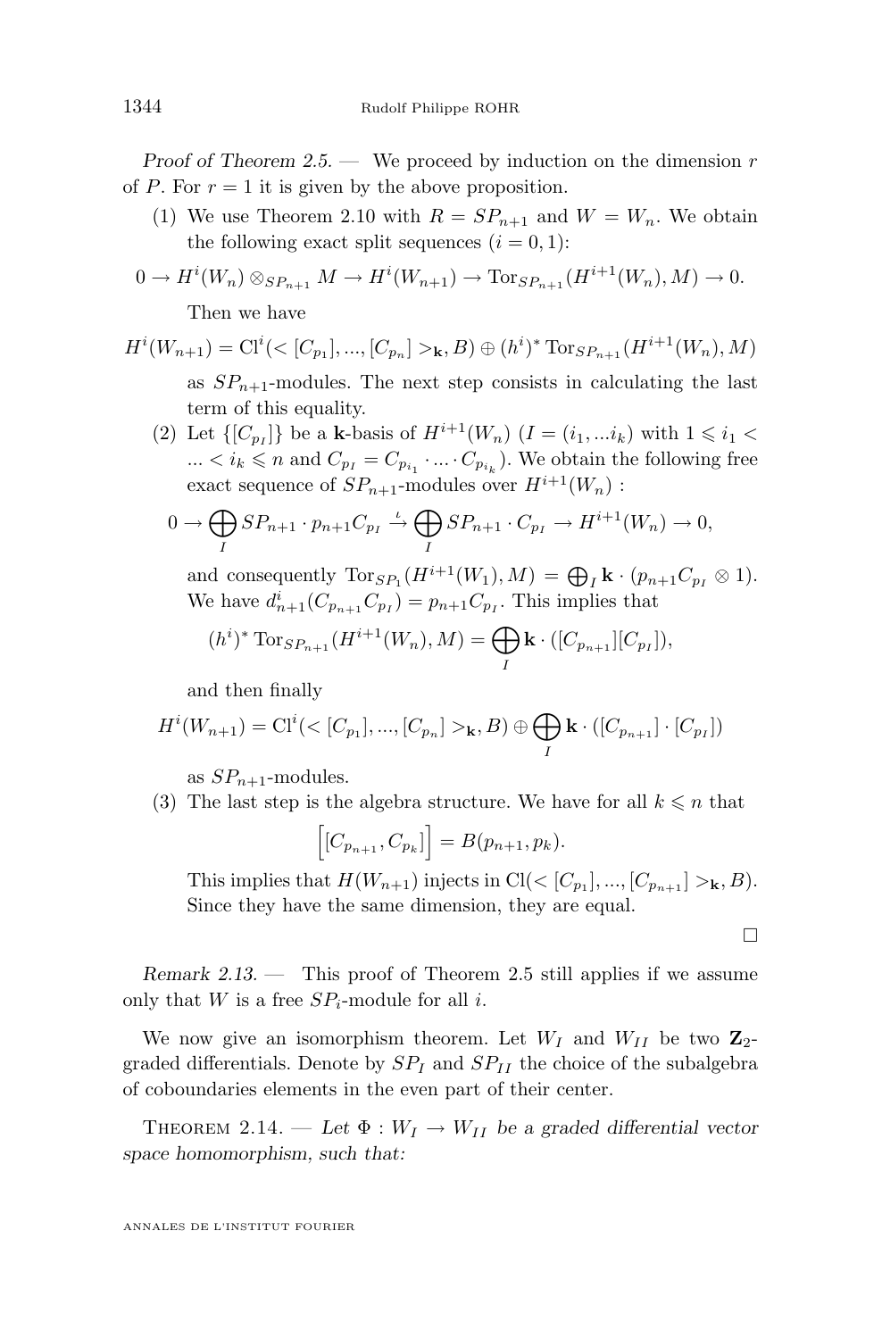*Proof of Theorem 2.5.* — We proceed by induction on the dimension $r$ of $P$. For $r = 1$ it is given by the above proposition.

1. We use Theorem 2.10 with $R = SP_{n+1}$ and $W = W_n$. We obtain the following exact split sequences ($i = 0, 1$):

$$0 \to H^i(W_n) \otimes_{SP_{n+1}} M \to H^i(W_{n+1}) \to \mathrm{Tor}_{SP_{n+1}}(H^{i+1}(W_n), M) \to 0.$$

   Then we have

$$H^i(W_{n+1}) = \mathrm{Cl}^i(<[C_{p_1}], ..., [C_{p_n}]>_{\mathbf{k}}, B) \oplus (h^i)^* \,\mathrm{Tor}_{SP_{n+1}}(H^{i+1}(W_n), M)$$

   as $SP_{n+1}$-modules. The next step consists in calculating the last term of this equality.

2. Let $\{[C_{p_I}]\}$ be a $\mathbf{k}$-basis of $H^{i+1}(W_n)$ ($I = (i_1, ...i_k)$ with $1 \leqslant i_1 < ... < i_k \leqslant n$ and $C_{p_I} = C_{p_{i_1}} \cdot ... \cdot C_{p_{i_k}}$). We obtain the following free exact sequence of $SP_{n+1}$-modules over $H^{i+1}(W_n)$ :

$$0 \to \bigoplus_I SP_{n+1} \cdot p_{n+1} C_{p_I} \xrightarrow{\iota} \bigoplus_I SP_{n+1} \cdot C_{p_I} \to H^{i+1}(W_n) \to 0,$$

   and consequently $\mathrm{Tor}_{SP_1}(H^{i+1}(W_1), M) = \bigoplus_I \mathbf{k} \cdot (p_{n+1} C_{p_I} \otimes 1)$. We have $d^i_{n+1}(C_{p_{n+1}} C_{p_I}) = p_{n+1} C_{p_I}$. This implies that

$$(h^i)^* \,\mathrm{Tor}_{SP_{n+1}}(H^{i+1}(W_n), M) = \bigoplus_I \mathbf{k} \cdot ([C_{p_{n+1}}][C_{p_I}]),$$

   and then finally

$$H^i(W_{n+1}) = \mathrm{Cl}^i(<[C_{p_1}], ..., [C_{p_n}]>_{\mathbf{k}}, B) \oplus \bigoplus_I \mathbf{k} \cdot ([C_{p_{n+1}}] \cdot [C_{p_I}])$$

   as $SP_{n+1}$-modules.

3. The last step is the algebra structure. We have for all $k \leqslant n$ that

$$\Big[[C_{p_{n+1}}, C_{p_k}]\Big] = B(p_{n+1}, p_k).$$

   This implies that $H(W_{n+1})$ injects in $\mathrm{Cl}(<[C_{p_1}], ..., [C_{p_{n+1}}]>_{\mathbf{k}}, B)$. Since they have the same dimension, they are equal.

□

*Remark 2.13.* — This proof of Theorem 2.5 still applies if we assume only that $W$ is a free $SP_i$-module for all $i$.

We now give an isomorphism theorem. Let $W_I$ and $W_{II}$ be two $\mathbf{Z}_2$-graded differentials. Denote by $SP_I$ and $SP_{II}$ the choice of the subalgebra of coboundaries elements in the even part of their center.

Theorem 2.14. — *Let $\Phi : W_I \to W_{II}$ be a graded differential vector space homomorphism, such that:*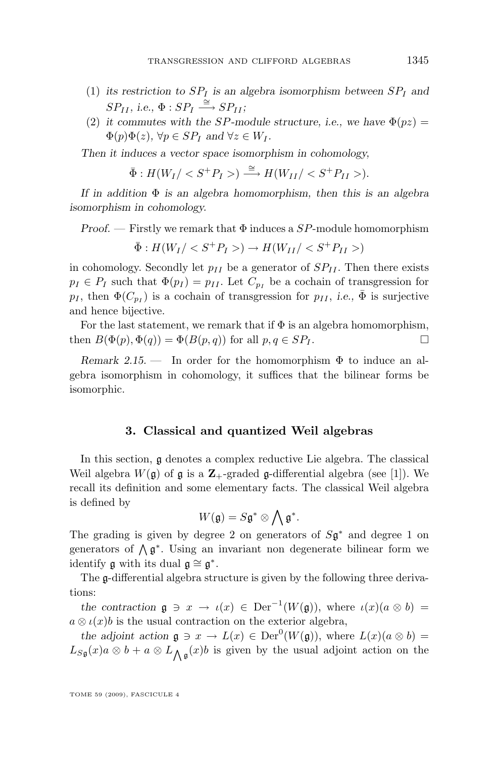(1) *its restriction to $SP_I$ is an algebra isomorphism between $SP_I$ and $SP_{II}$, i.e., $\Phi : SP_I \xrightarrow{\cong} SP_{II}$;*

(2) *it commutes with the $SP$-module structure, i.e., we have $\Phi(pz) = \Phi(p)\Phi(z)$, $\forall p \in SP_I$ and $\forall z \in W_I$.*

*Then it induces a vector space isomorphism in cohomology,*

$$\bar{\Phi} : H(W_I/ < S^+P_I >) \xrightarrow{\cong} H(W_{II}/ < S^+P_{II} >).$$

*If in addition $\Phi$ is an algebra homomorphism, then this is an algebra isomorphism in cohomology.*

*Proof.* — Firstly we remark that $\Phi$ induces a $SP$-module homomorphism

$$\bar{\Phi} : H(W_I/ < S^+P_I >) \to H(W_{II}/ < S^+P_{II} >)$$

in cohomology. Secondly let $p_{II}$ be a generator of $SP_{II}$. Then there exists $p_I \in P_I$ such that $\Phi(p_I) = p_{II}$. Let $C_{p_I}$ be a cochain of transgression for $p_I$, then $\Phi(C_{p_I})$ is a cochain of transgression for $p_{II}$, *i.e.,* $\bar{\Phi}$ is surjective and hence bijective.

For the last statement, we remark that if $\Phi$ is an algebra homomorphism, then $B(\Phi(p), \Phi(q)) = \Phi(B(p, q))$ for all $p, q \in SP_I$. □

*Remark 2.15.* — In order for the homomorphism $\Phi$ to induce an algebra isomorphism in cohomology, it suffices that the bilinear forms be isomorphic.

## 3. Classical and quantized Weil algebras

In this section, $\mathfrak{g}$ denotes a complex reductive Lie algebra. The classical Weil algebra $W(\mathfrak{g})$ of $\mathfrak{g}$ is a $\mathbf{Z}_+$-graded $\mathfrak{g}$-differential algebra (see [1]). We recall its definition and some elementary facts. The classical Weil algebra is defined by

$$W(\mathfrak{g}) = S\mathfrak{g}^* \otimes \bigwedge \mathfrak{g}^*.$$

The grading is given by degree 2 on generators of $S\mathfrak{g}^*$ and degree 1 on generators of $\bigwedge \mathfrak{g}^*$. Using an invariant non degenerate bilinear form we identify $\mathfrak{g}$ with its dual $\mathfrak{g} \cong \mathfrak{g}^*$.

The $\mathfrak{g}$-differential algebra structure is given by the following three derivations:

*the contraction* $\mathfrak{g} \ni x \to \iota(x) \in \mathrm{Der}^{-1}(W(\mathfrak{g}))$, where $\iota(x)(a \otimes b) = a \otimes \iota(x)b$ is the usual contraction on the exterior algebra,

*the adjoint action* $\mathfrak{g} \ni x \to L(x) \in \mathrm{Der}^{0}(W(\mathfrak{g}))$, where $L(x)(a \otimes b) = L_{S\mathfrak{g}}(x)a \otimes b + a \otimes L_{\bigwedge \mathfrak{g}}(x)b$ is given by the usual adjoint action on the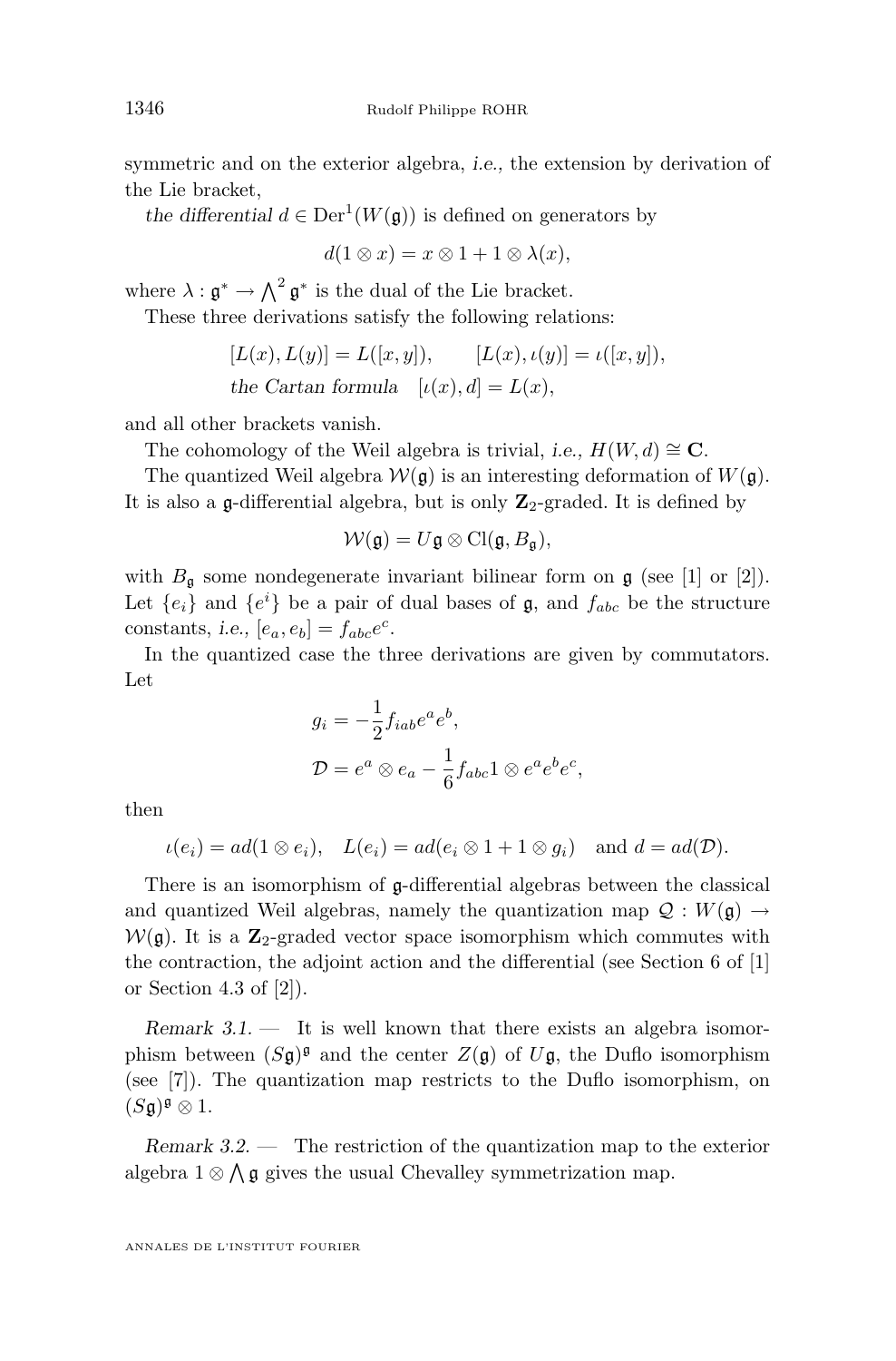symmetric and on the exterior algebra, *i.e.*, the extension by derivation of the Lie bracket,

*the differential* $d \in \mathrm{Der}^1(W(\mathfrak{g}))$ is defined on generators by

$$d(1 \otimes x) = x \otimes 1 + 1 \otimes \lambda(x),$$

where $\lambda : \mathfrak{g}^* \to \bigwedge^2 \mathfrak{g}^*$ is the dual of the Lie bracket.

These three derivations satisfy the following relations:

$$[L(x), L(y)] = L([x, y]), \qquad [L(x), \iota(y)] = \iota([x, y]),$$

$$\textit{the Cartan formula} \quad [\iota(x), d] = L(x),$$

and all other brackets vanish.

The cohomology of the Weil algebra is trivial, *i.e.*, $H(W, d) \cong \mathbf{C}$.

The quantized Weil algebra $\mathcal{W}(\mathfrak{g})$ is an interesting deformation of $W(\mathfrak{g})$. It is also a $\mathfrak{g}$-differential algebra, but is only $\mathbf{Z}_2$-graded. It is defined by

$$\mathcal{W}(\mathfrak{g}) = U\mathfrak{g} \otimes \mathrm{Cl}(\mathfrak{g}, B_{\mathfrak{g}}),$$

with $B_{\mathfrak{g}}$ some nondegenerate invariant bilinear form on $\mathfrak{g}$ (see [1] or [2]). Let $\{e_i\}$ and $\{e^i\}$ be a pair of dual bases of $\mathfrak{g}$, and $f_{abc}$ be the structure constants, *i.e.*, $[e_a, e_b] = f_{abc}e^c$.

In the quantized case the three derivations are given by commutators. Let

$$g_i = -\frac{1}{2} f_{iab} e^a e^b,$$

$$\mathcal{D} = e^a \otimes e_a - \frac{1}{6} f_{abc} 1 \otimes e^a e^b e^c,$$

then

$$\iota(e_i) = ad(1 \otimes e_i), \quad L(e_i) = ad(e_i \otimes 1 + 1 \otimes g_i) \quad \text{and } d = ad(\mathcal{D}).$$

There is an isomorphism of $\mathfrak{g}$-differential algebras between the classical and quantized Weil algebras, namely the quantization map $\mathcal{Q} : W(\mathfrak{g}) \to \mathcal{W}(\mathfrak{g})$. It is a $\mathbf{Z}_2$-graded vector space isomorphism which commutes with the contraction, the adjoint action and the differential (see Section 6 of [1] or Section 4.3 of [2]).

*Remark 3.1.* — It is well known that there exists an algebra isomorphism between $(S\mathfrak{g})^{\mathfrak{g}}$ and the center $Z(\mathfrak{g})$ of $U\mathfrak{g}$, the Duflo isomorphism (see [7]). The quantization map restricts to the Duflo isomorphism, on $(S\mathfrak{g})^{\mathfrak{g}} \otimes 1$.

*Remark 3.2.* — The restriction of the quantization map to the exterior algebra $1 \otimes \bigwedge \mathfrak{g}$ gives the usual Chevalley symmetrization map.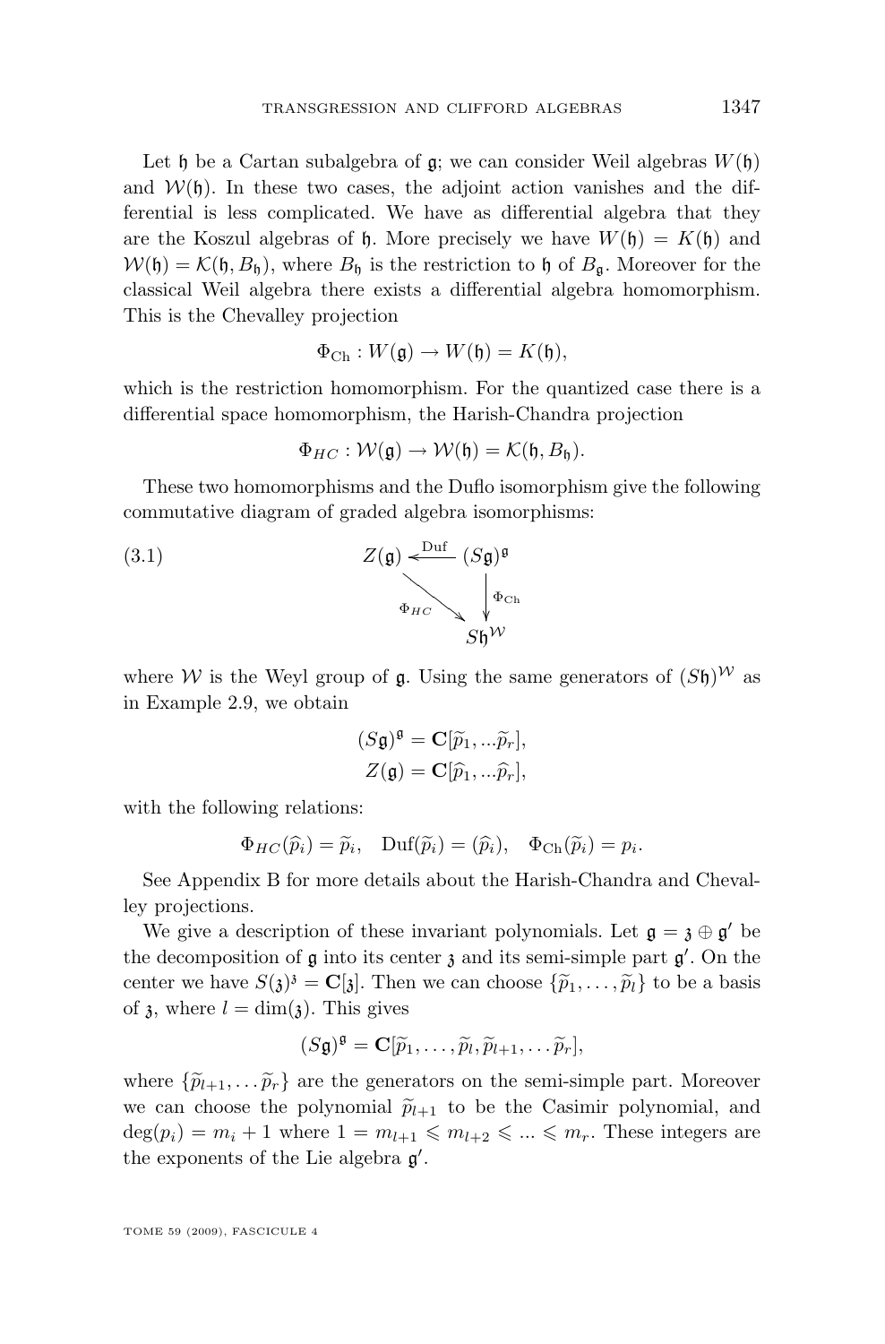Let $\mathfrak{h}$ be a Cartan subalgebra of $\mathfrak{g}$; we can consider Weil algebras $W(\mathfrak{h})$ and $\mathcal{W}(\mathfrak{h})$. In these two cases, the adjoint action vanishes and the differential is less complicated. We have as differential algebra that they are the Koszul algebras of $\mathfrak{h}$. More precisely we have $W(\mathfrak{h}) = K(\mathfrak{h})$ and $\mathcal{W}(\mathfrak{h}) = \mathcal{K}(\mathfrak{h}, B_{\mathfrak{h}})$, where $B_{\mathfrak{h}}$ is the restriction to $\mathfrak{h}$ of $B_{\mathfrak{g}}$. Moreover for the classical Weil algebra there exists a differential algebra homomorphism. This is the Chevalley projection

$$\Phi_{\mathrm{Ch}} : W(\mathfrak{g}) \to W(\mathfrak{h}) = K(\mathfrak{h}),$$

which is the restriction homomorphism. For the quantized case there is a differential space homomorphism, the Harish-Chandra projection

$$\Phi_{HC} : \mathcal{W}(\mathfrak{g}) \to \mathcal{W}(\mathfrak{h}) = \mathcal{K}(\mathfrak{h}, B_{\mathfrak{h}}).$$

These two homomorphisms and the Duflo isomorphism give the following commutative diagram of graded algebra isomorphisms:

$$\begin{array}{ccc} Z(\mathfrak{g}) & \xleftarrow{\mathrm{Duf}} & (S\mathfrak{g})^{\mathfrak{g}} \\ & \searrow^{\Phi_{HC}} & \downarrow{\Phi_{\mathrm{Ch}}} \\ & & S\mathfrak{h}^{\mathcal{W}} \end{array} \tag{3.1}$$

where $\mathcal{W}$ is the Weyl group of $\mathfrak{g}$. Using the same generators of $(S\mathfrak{h})^{\mathcal{W}}$ as in Example 2.9, we obtain

$$(S\mathfrak{g})^{\mathfrak{g}} = \mathbf{C}[\widetilde{p}_1, \ldots \widetilde{p}_r],$$
$$Z(\mathfrak{g}) = \mathbf{C}[\widehat{p}_1, \ldots \widehat{p}_r],$$

with the following relations:

$$\Phi_{HC}(\widehat{p}_i) = \widetilde{p}_i, \quad \mathrm{Duf}(\widetilde{p}_i) = (\widehat{p}_i), \quad \Phi_{\mathrm{Ch}}(\widetilde{p}_i) = p_i.$$

See Appendix B for more details about the Harish-Chandra and Chevalley projections.

We give a description of these invariant polynomials. Let $\mathfrak{g} = \mathfrak{z} \oplus \mathfrak{g}'$ be the decomposition of $\mathfrak{g}$ into its center $\mathfrak{z}$ and its semi-simple part $\mathfrak{g}'$. On the center we have $S(\mathfrak{z})^{\mathfrak{z}} = \mathbf{C}[\mathfrak{z}]$. Then we can choose $\{\widetilde{p}_1, \ldots, \widetilde{p}_l\}$ to be a basis of $\mathfrak{z}$, where $l = \dim(\mathfrak{z})$. This gives

$$(S\mathfrak{g})^{\mathfrak{g}} = \mathbf{C}[\widetilde{p}_1, \ldots, \widetilde{p}_l, \widetilde{p}_{l+1}, \ldots \widetilde{p}_r],$$

where $\{\widetilde{p}_{l+1}, \ldots \widetilde{p}_r\}$ are the generators on the semi-simple part. Moreover we can choose the polynomial $\widetilde{p}_{l+1}$ to be the Casimir polynomial, and $\deg(p_i) = m_i + 1$ where $1 = m_{l+1} \leqslant m_{l+2} \leqslant \ldots \leqslant m_r$. These integers are the exponents of the Lie algebra $\mathfrak{g}'$.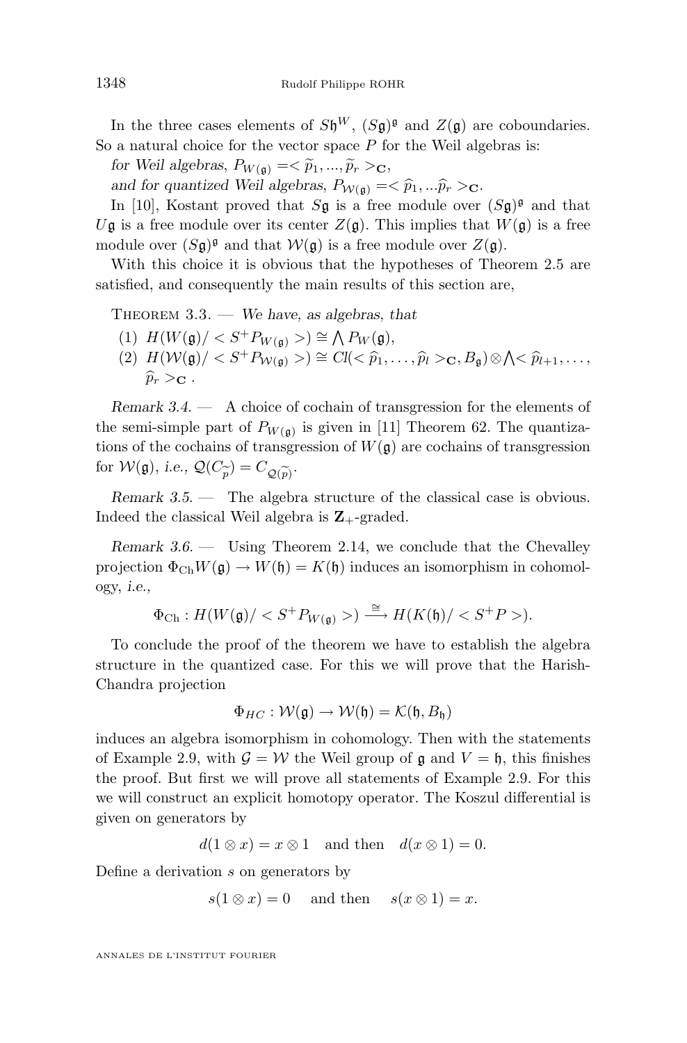In the three cases elements of $S\mathfrak{h}^W$, $(S\mathfrak{g})^{\mathfrak{g}}$ and $Z(\mathfrak{g})$ are coboundaries. So a natural choice for the vector space $P$ for the Weil algebras is:

*for Weil algebras*, $P_{W(\mathfrak{g})} =< \widetilde{p}_1, ..., \widetilde{p}_r >_{\mathbf{C}}$,

*and for quantized Weil algebras*, $P_{\mathcal{W}(\mathfrak{g})} =< \widehat{p}_1, ...\widehat{p}_r >_{\mathbf{C}}$.

In [10], Kostant proved that $S\mathfrak{g}$ is a free module over $(S\mathfrak{g})^{\mathfrak{g}}$ and that $U\mathfrak{g}$ is a free module over its center $Z(\mathfrak{g})$. This implies that $W(\mathfrak{g})$ is a free module over $(S\mathfrak{g})^{\mathfrak{g}}$ and that $\mathcal{W}(\mathfrak{g})$ is a free module over $Z(\mathfrak{g})$.

With this choice it is obvious that the hypotheses of Theorem 2.5 are satisfied, and consequently the main results of this section are,

Theorem 3.3. — *We have, as algebras, that*

(1) $H(W(\mathfrak{g})/ < S^+P_{W(\mathfrak{g})} >) \cong \bigwedge P_W(\mathfrak{g})$,

(2) $H(\mathcal{W}(\mathfrak{g})/ < S^+P_{\mathcal{W}(\mathfrak{g})} >) \cong Cl(< \widehat{p}_1, \ldots, \widehat{p}_l >_{\mathbf{C}}, B_{\mathfrak{g}}) \otimes \bigwedge < \widehat{p}_{l+1}, \ldots, \widehat{p}_r >_{\mathbf{C}}$.

*Remark 3.4.* — A choice of cochain of transgression for the elements of the semi-simple part of $P_{W(\mathfrak{g})}$ is given in [11] Theorem 62. The quantizations of the cochains of transgression of $W(\mathfrak{g})$ are cochains of transgression for $\mathcal{W}(\mathfrak{g})$, *i.e.*, $\mathcal{Q}(C_{\widetilde{p}}) = C_{\mathcal{Q}(\widetilde{p})}$.

*Remark 3.5.* — The algebra structure of the classical case is obvious. Indeed the classical Weil algebra is $\mathbf{Z}_+$-graded.

*Remark 3.6.* — Using Theorem 2.14, we conclude that the Chevalley projection $\Phi_{\mathrm{Ch}} W(\mathfrak{g}) \to W(\mathfrak{h}) = K(\mathfrak{h})$ induces an isomorphism in cohomology, *i.e.*,

$$\Phi_{\mathrm{Ch}} : H(W(\mathfrak{g})/ < S^+P_{W(\mathfrak{g})} >) \xrightarrow{\cong} H(K(\mathfrak{h})/ < S^+P >).$$

To conclude the proof of the theorem we have to establish the algebra structure in the quantized case. For this we will prove that the Harish-Chandra projection

$$\Phi_{HC} : \mathcal{W}(\mathfrak{g}) \to \mathcal{W}(\mathfrak{h}) = \mathcal{K}(\mathfrak{h}, B_{\mathfrak{h}})$$

induces an algebra isomorphism in cohomology. Then with the statements of Example 2.9, with $\mathcal{G} = \mathcal{W}$ the Weil group of $\mathfrak{g}$ and $V = \mathfrak{h}$, this finishes the proof. But first we will prove all statements of Example 2.9. For this we will construct an explicit homotopy operator. The Koszul differential is given on generators by

$$d(1 \otimes x) = x \otimes 1 \quad \text{and then} \quad d(x \otimes 1) = 0.$$

Define a derivation $s$ on generators by

$$s(1 \otimes x) = 0 \quad \text{ and then } \quad s(x \otimes 1) = x.$$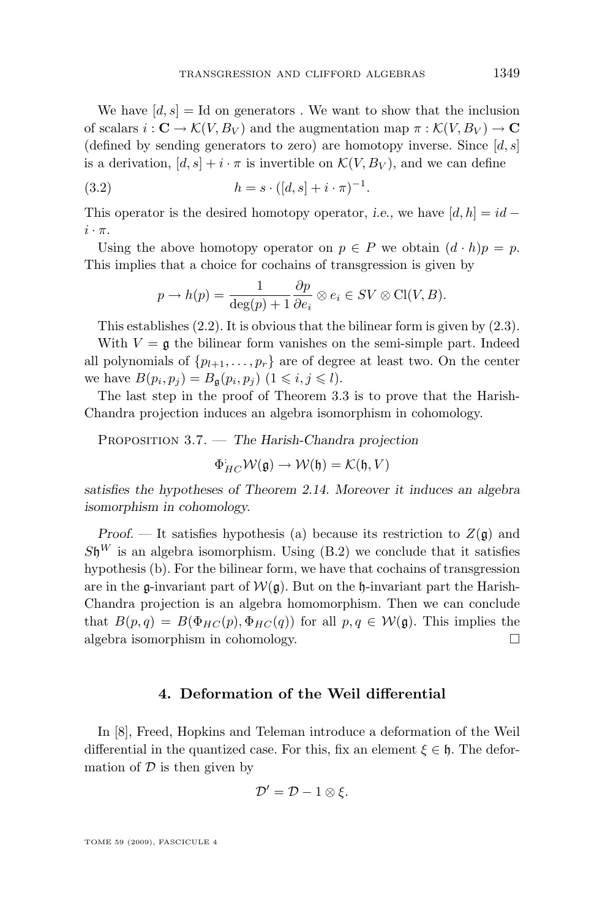We have $[d, s] = \mathrm{Id}$ on generators . We want to show that the inclusion of scalars $i : \mathbf{C} \to \mathcal{K}(V, B_V)$ and the augmentation map $\pi : \mathcal{K}(V, B_V) \to \mathbf{C}$ (defined by sending generators to zero) are homotopy inverse. Since $[d, s]$ is a derivation, $[d, s] + i \cdot \pi$ is invertible on $\mathcal{K}(V, B_V)$, and we can define

$$h = s \cdot ([d, s] + i \cdot \pi)^{-1}. \tag{3.2}$$

This operator is the desired homotopy operator, *i.e.*, we have $[d, h] = id - i \cdot \pi$.

Using the above homotopy operator on $p \in P$ we obtain $(d \cdot h)p = p$. This implies that a choice for cochains of transgression is given by

$$p \to h(p) = \frac{1}{\deg(p) + 1} \frac{\partial p}{\partial e_i} \otimes e_i \in SV \otimes \mathrm{Cl}(V, B).$$

This establishes (2.2). It is obvious that the bilinear form is given by (2.3).

With $V = \mathfrak{g}$ the bilinear form vanishes on the semi-simple part. Indeed all polynomials of $\{p_{l+1}, \ldots, p_r\}$ are of degree at least two. On the center we have $B(p_i, p_j) = B_{\mathfrak{g}}(p_i, p_j)$ $(1 \leqslant i, j \leqslant l)$.

The last step in the proof of Theorem 3.3 is to prove that the Harish-Chandra projection induces an algebra isomorphism in cohomology.

Proposition 3.7. — *The Harish-Chandra projection*

$$\Phi_{HC}^{\cdot} \mathcal{W}(\mathfrak{g}) \to \mathcal{W}(\mathfrak{h}) = \mathcal{K}(\mathfrak{h}, V)$$

*satisfies the hypotheses of Theorem 2.14. Moreover it induces an algebra isomorphism in cohomology.*

*Proof.* — It satisfies hypothesis (a) because its restriction to $Z(\mathfrak{g})$ and $S\mathfrak{h}^W$ is an algebra isomorphism. Using (B.2) we conclude that it satisfies hypothesis (b). For the bilinear form, we have that cochains of transgression are in the $\mathfrak{g}$-invariant part of $\mathcal{W}(\mathfrak{g})$. But on the $\mathfrak{h}$-invariant part the Harish-Chandra projection is an algebra homomorphism. Then we can conclude that $B(p, q) = B(\Phi_{HC}(p), \Phi_{HC}(q))$ for all $p, q \in \mathcal{W}(\mathfrak{g})$. This implies the algebra isomorphism in cohomology. □

## 4. Deformation of the Weil differential

In [8], Freed, Hopkins and Teleman introduce a deformation of the Weil differential in the quantized case. For this, fix an element $\xi \in \mathfrak{h}$. The deformation of $\mathcal{D}$ is then given by

$$\mathcal{D}' = \mathcal{D} - 1 \otimes \xi.$$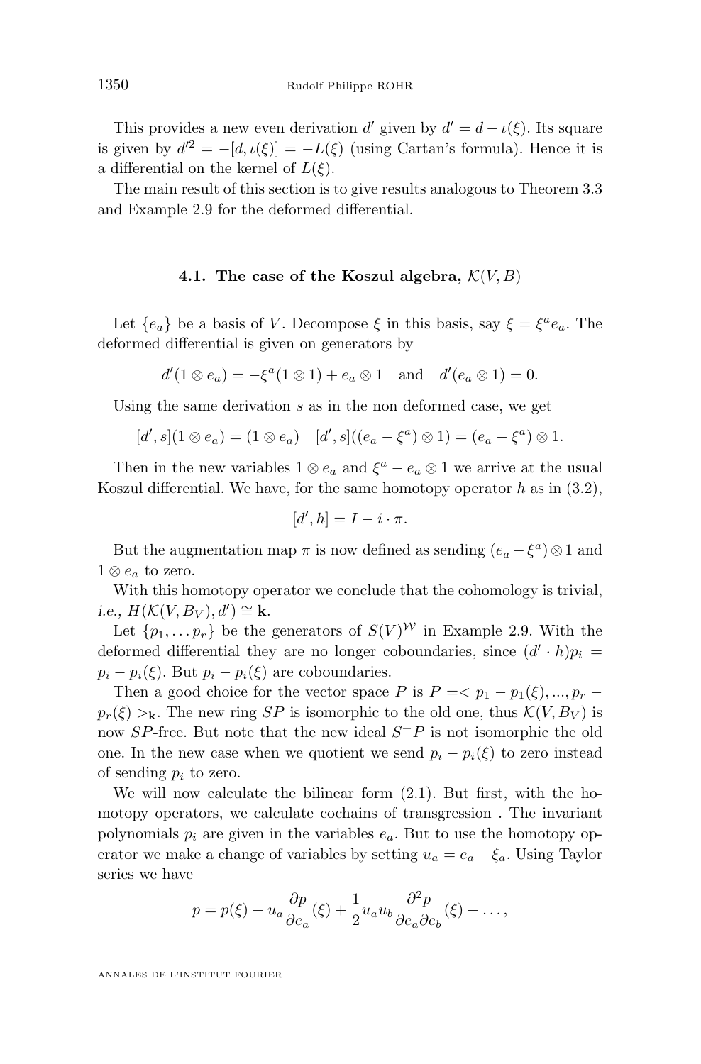This provides a new even derivation $d'$ given by $d' = d - \iota(\xi)$. Its square is given by $d'^2 = -[d, \iota(\xi)] = -L(\xi)$ (using Cartan's formula). Hence it is a differential on the kernel of $L(\xi)$.

The main result of this section is to give results analogous to Theorem 3.3 and Example 2.9 for the deformed differential.

### 4.1. The case of the Koszul algebra, $\mathcal{K}(V, B)$

Let $\{e_a\}$ be a basis of $V$. Decompose $\xi$ in this basis, say $\xi = \xi^a e_a$. The deformed differential is given on generators by

$$d'(1 \otimes e_a) = -\xi^a(1 \otimes 1) + e_a \otimes 1 \quad \text{and} \quad d'(e_a \otimes 1) = 0.$$

Using the same derivation $s$ as in the non deformed case, we get

$$[d', s](1 \otimes e_a) = (1 \otimes e_a) \quad [d', s]((e_a - \xi^a) \otimes 1) = (e_a - \xi^a) \otimes 1.$$

Then in the new variables $1 \otimes e_a$ and $\xi^a - e_a \otimes 1$ we arrive at the usual Koszul differential. We have, for the same homotopy operator $h$ as in (3.2),

$$[d', h] = I - i \cdot \pi.$$

But the augmentation map $\pi$ is now defined as sending $(e_a - \xi^a) \otimes 1$ and $1 \otimes e_a$ to zero.

With this homotopy operator we conclude that the cohomology is trivial, *i.e.*, $H(\mathcal{K}(V, B_V), d') \cong \mathbf{k}$.

Let $\{p_1, \dots p_r\}$ be the generators of $S(V)^{\mathcal{W}}$ in Example 2.9. With the deformed differential they are no longer coboundaries, since $(d' \cdot h)p_i = p_i - p_i(\xi)$. But $p_i - p_i(\xi)$ are coboundaries.

Then a good choice for the vector space $P$ is $P = < p_1 - p_1(\xi), ..., p_r - p_r(\xi) >_{\mathbf{k}}$. The new ring $SP$ is isomorphic to the old one, thus $\mathcal{K}(V, B_V)$ is now $SP$-free. But note that the new ideal $S^+P$ is not isomorphic the old one. In the new case when we quotient we send $p_i - p_i(\xi)$ to zero instead of sending $p_i$ to zero.

We will now calculate the bilinear form (2.1). But first, with the homotopy operators, we calculate cochains of transgression . The invariant polynomials $p_i$ are given in the variables $e_a$. But to use the homotopy operator we make a change of variables by setting $u_a = e_a - \xi_a$. Using Taylor series we have

$$p = p(\xi) + u_a \frac{\partial p}{\partial e_a}(\xi) + \frac{1}{2} u_a u_b \frac{\partial^2 p}{\partial e_a \partial e_b}(\xi) + \dots,$$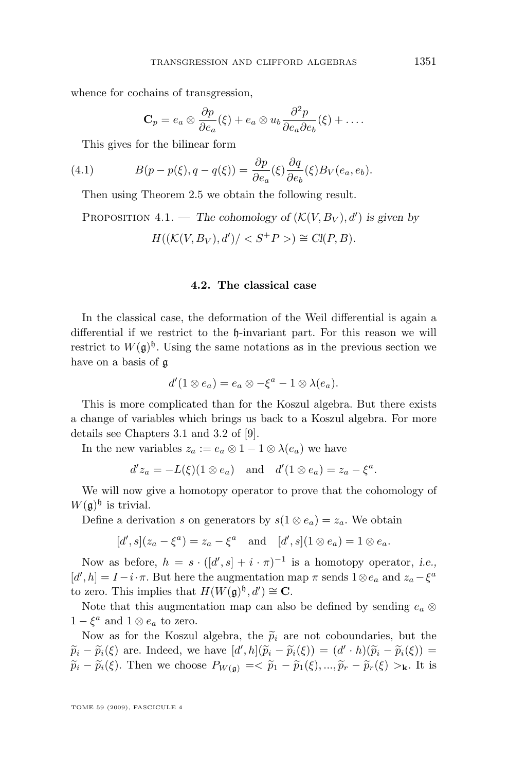whence for cochains of transgression,

$$\mathbf{C}_p = e_a \otimes \frac{\partial p}{\partial e_a}(\xi) + e_a \otimes u_b \frac{\partial^2 p}{\partial e_a \partial e_b}(\xi) + \dots.$$

This gives for the bilinear form

$$B(p - p(\xi), q - q(\xi)) = \frac{\partial p}{\partial e_a}(\xi)\frac{\partial q}{\partial e_b}(\xi) B_V(e_a, e_b). \tag{4.1}$$

Then using Theorem 2.5 we obtain the following result.

Proposition 4.1. — *The cohomology of $(\mathcal{K}(V, B_V), d')$ is given by*

$$H((\mathcal{K}(V, B_V), d')/ < S^+P >) \cong Cl(P, B).$$

### 4.2. The classical case

In the classical case, the deformation of the Weil differential is again a differential if we restrict to the $\mathfrak{h}$-invariant part. For this reason we will restrict to $W(\mathfrak{g})^{\mathfrak{h}}$. Using the same notations as in the previous section we have on a basis of $\mathfrak{g}$

$$d'(1 \otimes e_a) = e_a \otimes -\xi^a - 1 \otimes \lambda(e_a).$$

This is more complicated than for the Koszul algebra. But there exists a change of variables which brings us back to a Koszul algebra. For more details see Chapters 3.1 and 3.2 of [9].

In the new variables $z_a := e_a \otimes 1 - 1 \otimes \lambda(e_a)$ we have

$$d' z_a = -L(\xi)(1 \otimes e_a) \quad \text{and} \quad d'(1 \otimes e_a) = z_a - \xi^a.$$

We will now give a homotopy operator to prove that the cohomology of $W(\mathfrak{g})^{\mathfrak{h}}$ is trivial.

Define a derivation $s$ on generators by $s(1 \otimes e_a) = z_a$. We obtain

$$[d', s](z_a - \xi^a) = z_a - \xi^a \quad \text{and} \quad [d', s](1 \otimes e_a) = 1 \otimes e_a.$$

Now as before, $h = s \cdot ([d', s] + i \cdot \pi)^{-1}$ is a homotopy operator, *i.e.*, $[d', h] = I - i \cdot \pi$. But here the augmentation map $\pi$ sends $1 \otimes e_a$ and $z_a - \xi^a$ to zero. This implies that $H(W(\mathfrak{g})^{\mathfrak{h}}, d') \cong \mathbf{C}$.

Note that this augmentation map can also be defined by sending $e_a \otimes 1 - \xi^a$ and $1 \otimes e_a$ to zero.

Now as for the Koszul algebra, the $\widetilde{p}_i$ are not coboundaries, but the $\widetilde{p}_i - \widetilde{p}_i(\xi)$ are. Indeed, we have $[d', h](\widetilde{p}_i - \widetilde{p}_i(\xi)) = (d' \cdot h)(\widetilde{p}_i - \widetilde{p}_i(\xi)) = \widetilde{p}_i - \widetilde{p}_i(\xi)$. Then we choose $P_{W(\mathfrak{g})} =< \widetilde{p}_1 - \widetilde{p}_1(\xi), ..., \widetilde{p}_r - \widetilde{p}_r(\xi) >_{\mathbf{k}}$. It is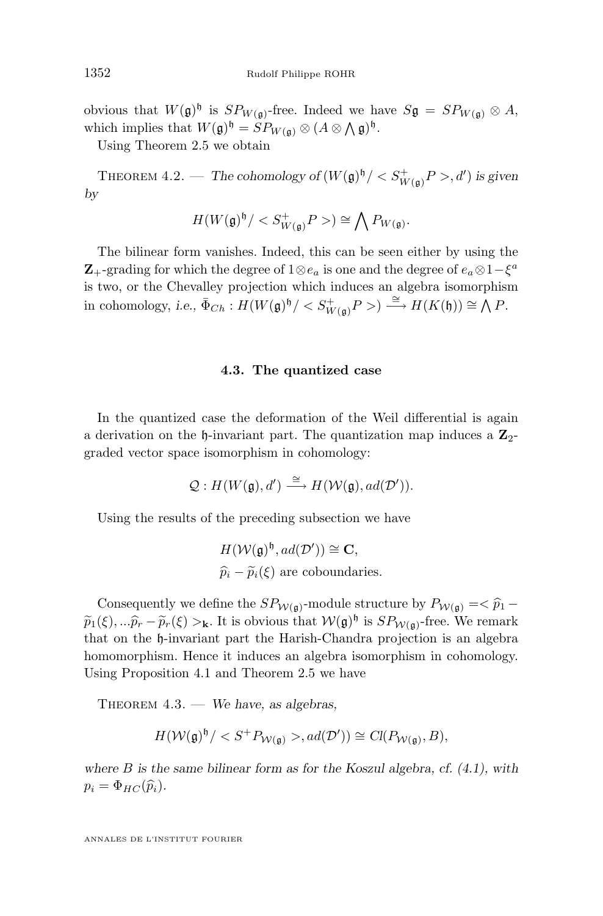obvious that $W(\mathfrak{g})^{\mathfrak{h}}$ is $SP_{W(\mathfrak{g})}$-free. Indeed we have $S\mathfrak{g} = SP_{W(\mathfrak{g})} \otimes A$, which implies that $W(\mathfrak{g})^{\mathfrak{h}} = SP_{W(\mathfrak{g})} \otimes (A \otimes \bigwedge \mathfrak{g})^{\mathfrak{h}}$.

Using Theorem 2.5 we obtain

Theorem 4.2. — *The cohomology of $(W(\mathfrak{g})^{\mathfrak{h}}/ < S^+_{W(\mathfrak{g})}P >, d')$ is given by*

$$H(W(\mathfrak{g})^{\mathfrak{h}}/ < S^+_{W(\mathfrak{g})}P >) \cong \bigwedge P_{W(\mathfrak{g})}.$$

The bilinear form vanishes. Indeed, this can be seen either by using the $\mathbf{Z}_+$-grading for which the degree of $1 \otimes e_a$ is one and the degree of $e_a \otimes 1 - \xi^a$ is two, or the Chevalley projection which induces an algebra isomorphism in cohomology, *i.e.*, $\bar{\Phi}_{Ch} : H(W(\mathfrak{g})^{\mathfrak{h}}/ < S^+_{W(\mathfrak{g})}P >) \xrightarrow{\cong} H(K(\mathfrak{h})) \cong \bigwedge P$.

### 4.3. The quantized case

In the quantized case the deformation of the Weil differential is again a derivation on the $\mathfrak{h}$-invariant part. The quantization map induces a $\mathbf{Z}_2$-graded vector space isomorphism in cohomology:

$$\mathcal{Q} : H(W(\mathfrak{g}), d') \xrightarrow{\cong} H(\mathcal{W}(\mathfrak{g}), ad(\mathcal{D}')).$$

Using the results of the preceding subsection we have

$$H(\mathcal{W}(\mathfrak{g})^{\mathfrak{h}}, ad(\mathcal{D}')) \cong \mathbf{C},$$
$$\widehat{p}_i - \widetilde{p}_i(\xi) \text{ are coboundaries.}$$

Consequently we define the $SP_{\mathcal{W}(\mathfrak{g})}$-module structure by $P_{\mathcal{W}(\mathfrak{g})} =< \widehat{p}_1 - \widetilde{p}_1(\xi), ...\widehat{p}_r - \widetilde{p}_r(\xi) >_{\mathbf{k}}$. It is obvious that $\mathcal{W}(\mathfrak{g})^{\mathfrak{h}}$ is $SP_{\mathcal{W}(\mathfrak{g})}$-free. We remark that on the $\mathfrak{h}$-invariant part the Harish-Chandra projection is an algebra homomorphism. Hence it induces an algebra isomorphism in cohomology. Using Proposition 4.1 and Theorem 2.5 we have

Theorem 4.3. — *We have, as algebras,*

$$H(\mathcal{W}(\mathfrak{g})^{\mathfrak{h}}/ < S^+P_{\mathcal{W}(\mathfrak{g})} >, ad(\mathcal{D}')) \cong Cl(P_{\mathcal{W}(\mathfrak{g})}, B),$$

*where $B$ is the same bilinear form as for the Koszul algebra, cf. (4.1), with $p_i = \Phi_{HC}(\widehat{p}_i)$.*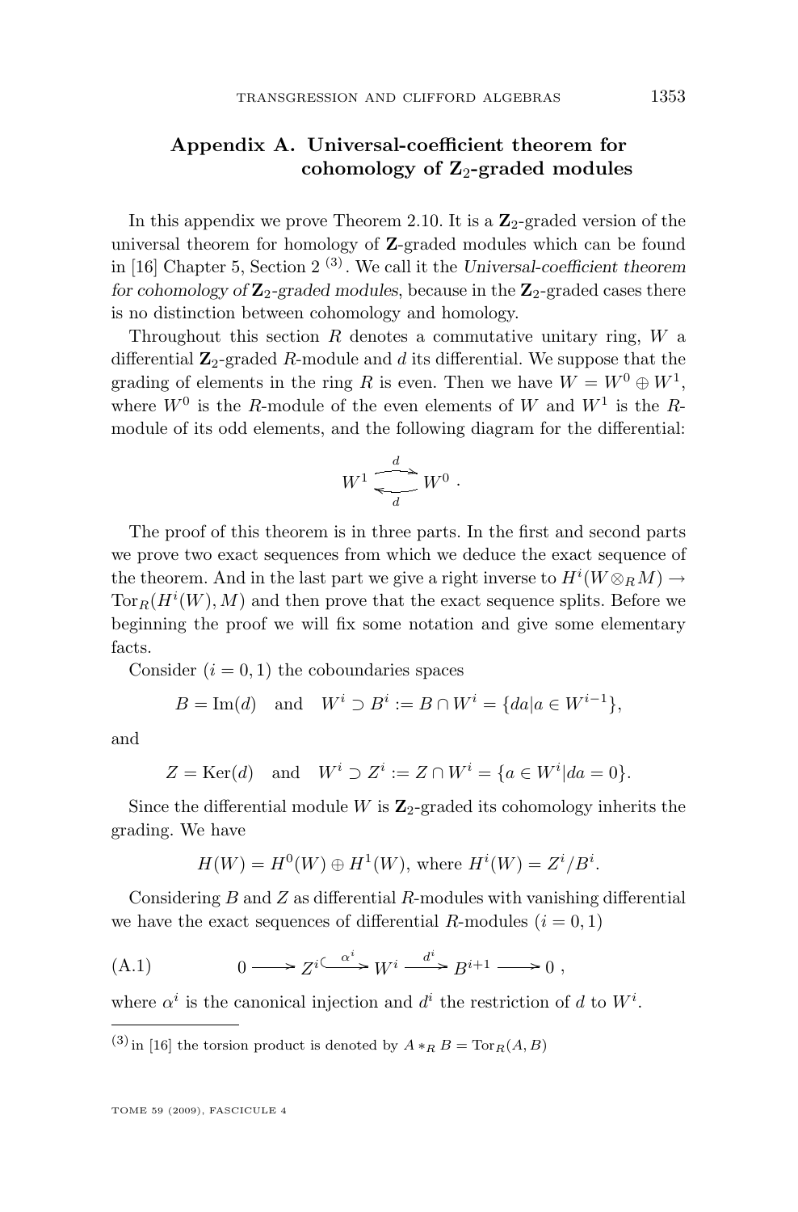## Appendix A. Universal-coefficient theorem for cohomology of $\mathbf{Z}_2$-graded modules

In this appendix we prove Theorem 2.10. It is a $\mathbf{Z}_2$-graded version of the universal theorem for homology of $\mathbf{Z}$-graded modules which can be found in [16] Chapter 5, Section 2 [(3)]. We call it the *Universal-coefficient theorem for cohomology of $\mathbf{Z}_2$-graded modules*, because in the $\mathbf{Z}_2$-graded cases there is no distinction between cohomology and homology.

Throughout this section $R$ denotes a commutative unitary ring, $W$ a differential $\mathbf{Z}_2$-graded $R$-module and $d$ its differential. We suppose that the grading of elements in the ring $R$ is even. Then we have $W = W^0 \oplus W^1$, where $W^0$ is the $R$-module of the even elements of $W$ and $W^1$ is the $R$-module of its odd elements, and the following diagram for the differential:

$$W^1 \underset{d}{\overset{d}{\rightleftarrows}} W^0 \ .$$

The proof of this theorem is in three parts. In the first and second parts we prove two exact sequences from which we deduce the exact sequence of the theorem. And in the last part we give a right inverse to $H^i(W \otimes_R M) \to \mathrm{Tor}_R(H^i(W), M)$ and then prove that the exact sequence splits. Before we beginning the proof we will fix some notation and give some elementary facts.

Consider $(i = 0, 1)$ the coboundaries spaces

$$B = \mathrm{Im}(d) \quad \text{and} \quad W^i \supset B^i := B \cap W^i = \{da | a \in W^{i-1}\},$$

and

$$Z = \mathrm{Ker}(d) \quad \text{and} \quad W^i \supset Z^i := Z \cap W^i = \{a \in W^i | da = 0\}.$$

Since the differential module $W$ is $\mathbf{Z}_2$-graded its cohomology inherits the grading. We have

$$H(W) = H^0(W) \oplus H^1(W), \text{ where } H^i(W) = Z^i / B^i.$$

Considering $B$ and $Z$ as differential $R$-modules with vanishing differential we have the exact sequences of differential $R$-modules $(i = 0, 1)$

$$0 \longrightarrow Z^i \overset{\alpha^i}{\hookrightarrow} W^i \overset{d^i}{\longrightarrow} B^{i+1} \longrightarrow 0 \ , \tag{A.1}$$

where $\alpha^i$ is the canonical injection and $d^i$ the restriction of $d$ to $W^i$.

---

(3) in [16] the torsion product is denoted by $A *_R B = \mathrm{Tor}_R(A, B)$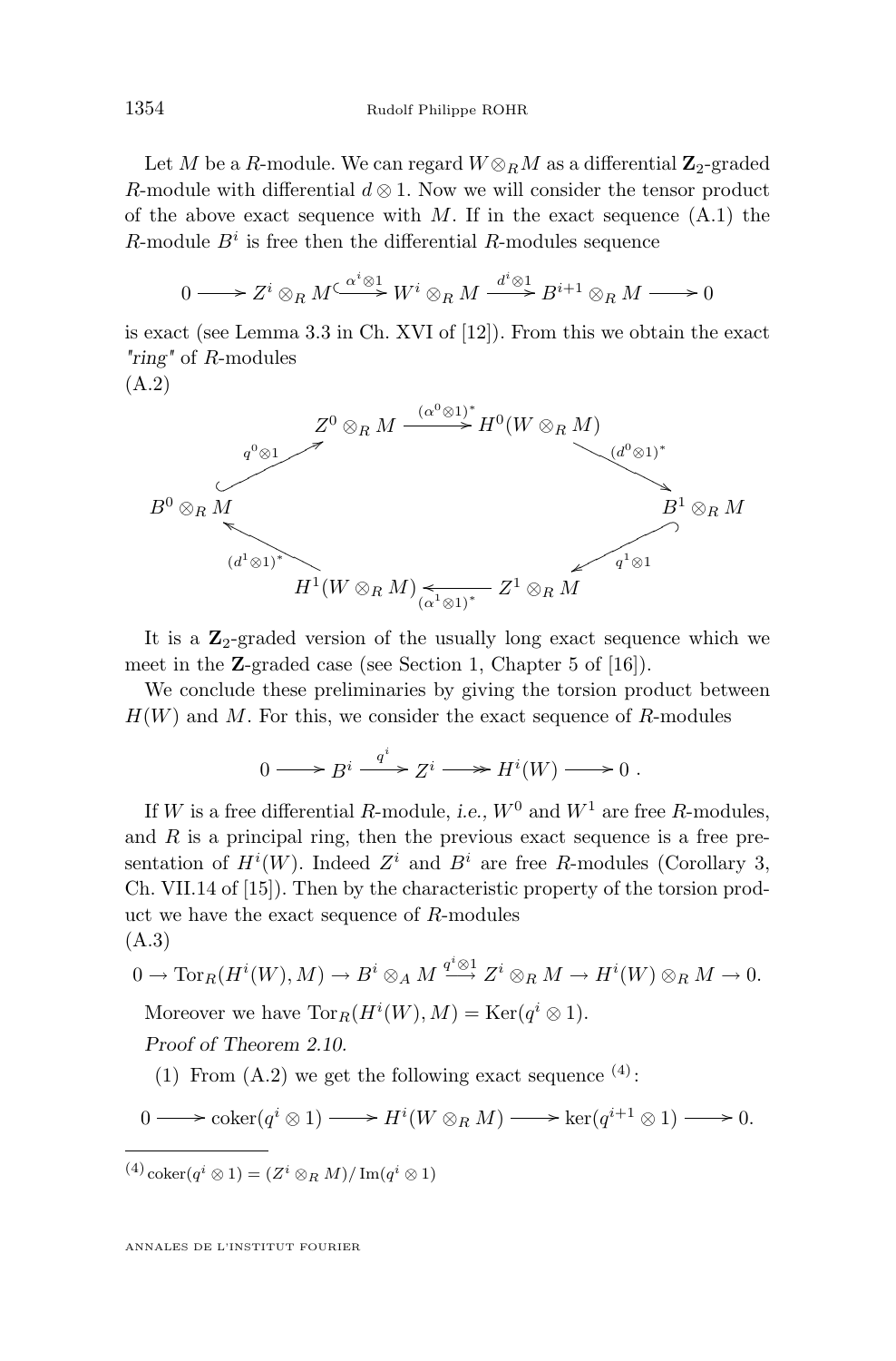Let $M$ be a $R$-module. We can regard $W\otimes_R M$ as a differential $\mathbf{Z}_2$-graded $R$-module with differential $d\otimes 1$. Now we will consider the tensor product of the above exact sequence with $M$. If in the exact sequence (A.1) the $R$-module $B^i$ is free then the differential $R$-modules sequence

$$0 \longrightarrow Z^i \otimes_R M \xhookrightarrow{\alpha^i\otimes 1} W^i \otimes_R M \xrightarrow{d^i\otimes 1} B^{i+1}\otimes_R M \longrightarrow 0$$

is exact (see Lemma 3.3 in Ch. XVI of [12]). From this we obtain the exact *"ring"* of $R$-modules

(A.2)

$$\begin{array}{ccccc}
 & Z^0\otimes_R M & \xrightarrow{(\alpha^0\otimes 1)^*} & H^0(W\otimes_R M) & \\
{\scriptstyle q^0\otimes 1}\nearrow & & & & \searrow{\scriptstyle (d^0\otimes 1)^*} \\
B^0\otimes_R M & & & & B^1\otimes_R M \\
{\scriptstyle (d^1\otimes 1)^*}\nwarrow & & & & \swarrow{\scriptstyle q^1\otimes 1} \\
 & H^1(W\otimes_R M) & \xleftarrow{(\alpha^1\otimes 1)^*} & Z^1\otimes_R M &
\end{array}$$

It is a $\mathbf{Z}_2$-graded version of the usually long exact sequence which we meet in the $\mathbf{Z}$-graded case (see Section 1, Chapter 5 of [16]).

We conclude these preliminaries by giving the torsion product between $H(W)$ and $M$. For this, we consider the exact sequence of $R$-modules

$$0 \longrightarrow B^i \xrightarrow{q^i} Z^i \longrightarrow H^i(W) \longrightarrow 0\ .$$

If $W$ is a free differential $R$-module, *i.e.,* $W^0$ and $W^1$ are free $R$-modules, and $R$ is a principal ring, then the previous exact sequence is a free presentation of $H^i(W)$. Indeed $Z^i$ and $B^i$ are free $R$-modules (Corollary 3, Ch. VII.14 of [15]). Then by the characteristic property of the torsion product we have the exact sequence of $R$-modules

(A.3)

$$0\to \mathrm{Tor}_R(H^i(W),M)\to B^i\otimes_A M \xrightarrow{q^i\otimes 1} Z^i\otimes_R M \to H^i(W)\otimes_R M\to 0.$$

Moreover we have $\mathrm{Tor}_R(H^i(W),M)=\mathrm{Ker}(q^i\otimes 1)$.

*Proof of Theorem 2.10.*

(1) From (A.2) we get the following exact sequence [(4)]:

$$0 \longrightarrow \mathrm{coker}(q^i\otimes 1) \longrightarrow H^i(W\otimes_R M) \longrightarrow \ker(q^{i+1}\otimes 1) \longrightarrow 0.$$

---

[(4)] $\mathrm{coker}(q^i\otimes 1) = (Z^i\otimes_R M)/\,\mathrm{Im}(q^i\otimes 1)$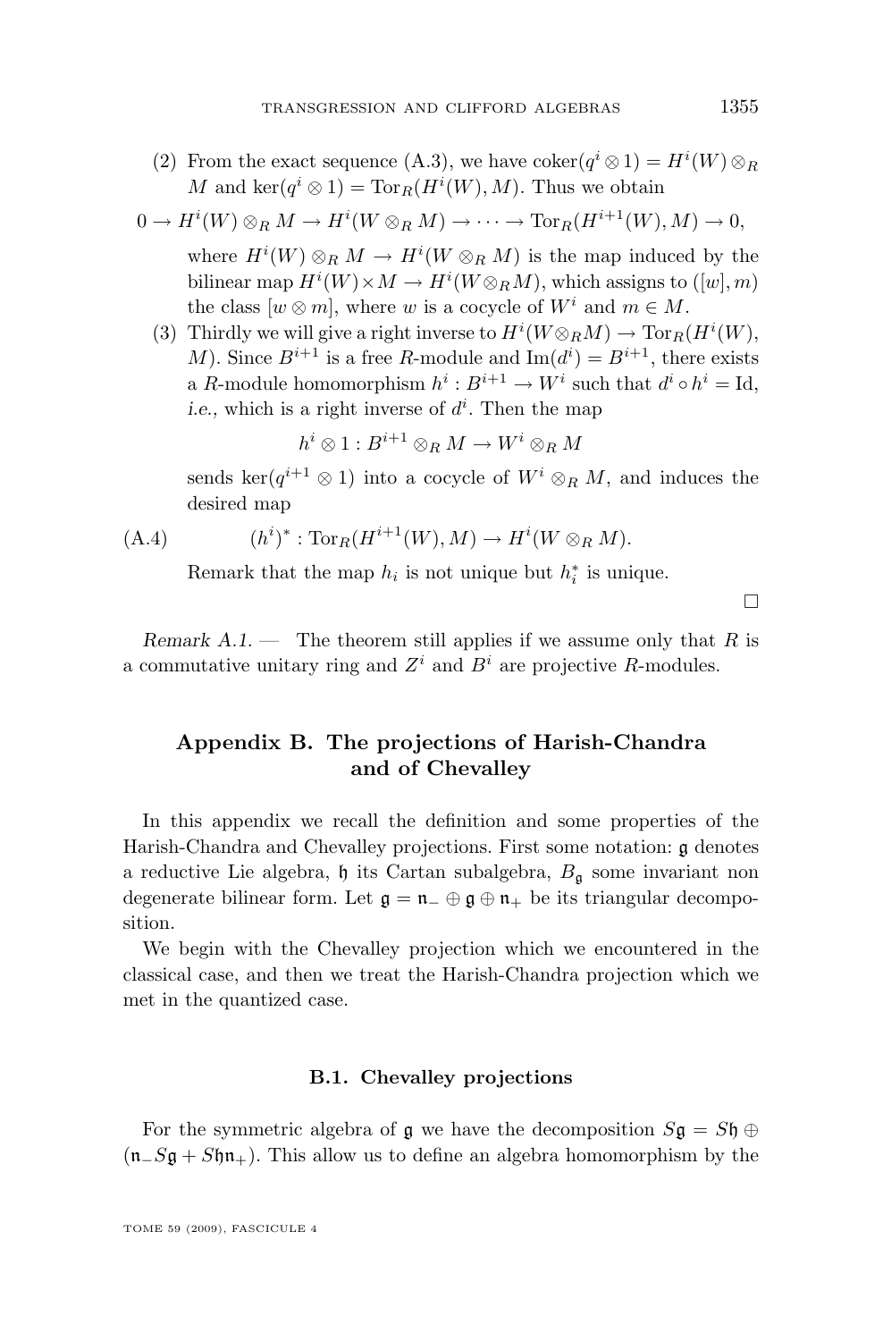(2) From the exact sequence (A.3), we have $\operatorname{coker}(q^i \otimes 1) = H^i(W) \otimes_R M$ and $\ker(q^i \otimes 1) = \operatorname{Tor}_R(H^i(W), M)$. Thus we obtain

$$0 \to H^i(W) \otimes_R M \to H^i(W \otimes_R M) \to \cdots \to \operatorname{Tor}_R(H^{i+1}(W), M) \to 0,$$

where $H^i(W) \otimes_R M \to H^i(W \otimes_R M)$ is the map induced by the bilinear map $H^i(W) \times M \to H^i(W \otimes_R M)$, which assigns to $([w], m)$ the class $[w \otimes m]$, where $w$ is a cocycle of $W^i$ and $m \in M$.

(3) Thirdly we will give a right inverse to $H^i(W \otimes_R M) \to \operatorname{Tor}_R(H^i(W), M)$. Since $B^{i+1}$ is a free $R$-module and $\operatorname{Im}(d^i) = B^{i+1}$, there exists a $R$-module homomorphism $h^i : B^{i+1} \to W^i$ such that $d^i \circ h^i = \operatorname{Id}$, *i.e.,* which is a right inverse of $d^i$. Then the map

$$h^i \otimes 1 : B^{i+1} \otimes_R M \to W^i \otimes_R M$$

sends $\ker(q^{i+1} \otimes 1)$ into a cocycle of $W^i \otimes_R M$, and induces the desired map

$$(h^i)^* : \operatorname{Tor}_R(H^{i+1}(W), M) \to H^i(W \otimes_R M). \tag{A.4}$$

Remark that the map $h_i$ is not unique but $h_i^*$ is unique.

□

*Remark A.1.* — The theorem still applies if we assume only that $R$ is a commutative unitary ring and $Z^i$ and $B^i$ are projective $R$-modules.

## Appendix B. The projections of Harish-Chandra and of Chevalley

In this appendix we recall the definition and some properties of the Harish-Chandra and Chevalley projections. First some notation: $\mathfrak{g}$ denotes a reductive Lie algebra, $\mathfrak{h}$ its Cartan subalgebra, $B_{\mathfrak{g}}$ some invariant non degenerate bilinear form. Let $\mathfrak{g} = \mathfrak{n}_- \oplus \mathfrak{g} \oplus \mathfrak{n}_+$ be its triangular decomposition.

We begin with the Chevalley projection which we encountered in the classical case, and then we treat the Harish-Chandra projection which we met in the quantized case.

### B.1. Chevalley projections

For the symmetric algebra of $\mathfrak{g}$ we have the decomposition $S\mathfrak{g} = S\mathfrak{h} \oplus (\mathfrak{n}_- S\mathfrak{g} + S\mathfrak{h}\mathfrak{n}_+)$. This allow us to define an algebra homomorphism by the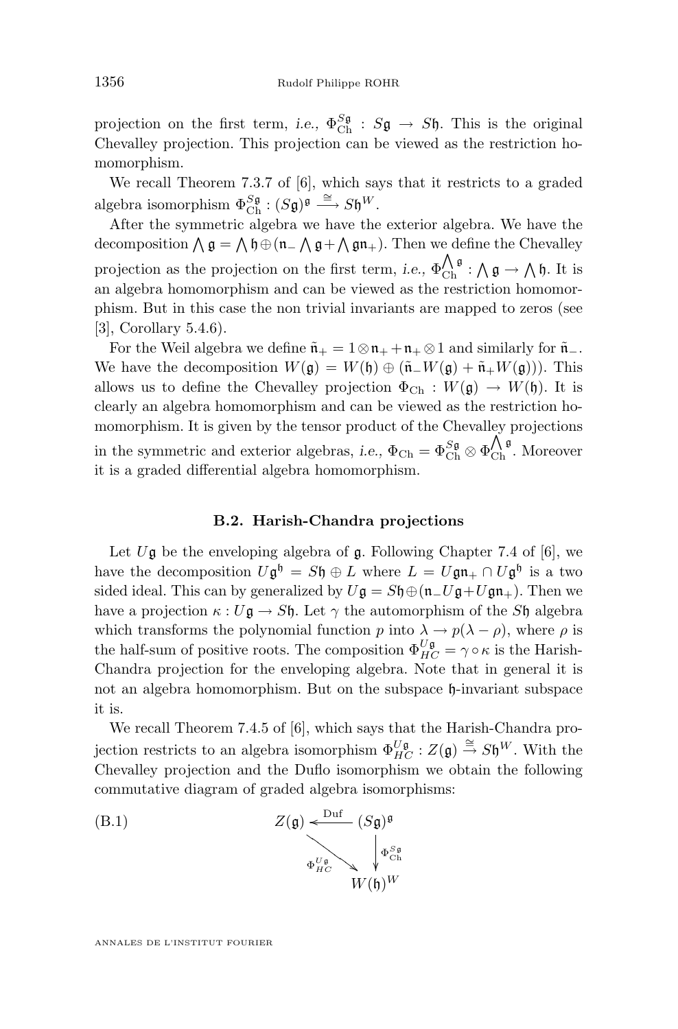projection on the first term, *i.e.*, $\Phi_{\mathrm{Ch}}^{S\mathfrak{g}} : S\mathfrak{g} \to S\mathfrak{h}$. This is the original Chevalley projection. This projection can be viewed as the restriction homomorphism.

We recall Theorem 7.3.7 of [6], which says that it restricts to a graded algebra isomorphism $\Phi_{\mathrm{Ch}}^{S\mathfrak{g}} : (S\mathfrak{g})^{\mathfrak{g}} \xrightarrow{\cong} S\mathfrak{h}^W$.

After the symmetric algebra we have the exterior algebra. We have the decomposition $\bigwedge \mathfrak{g} = \bigwedge \mathfrak{h} \oplus (\mathfrak{n}_- \bigwedge \mathfrak{g} + \bigwedge \mathfrak{g}\mathfrak{n}_+)$. Then we define the Chevalley projection as the projection on the first term, *i.e.*, $\Phi_{\mathrm{Ch}}^{\bigwedge \mathfrak{g}} : \bigwedge \mathfrak{g} \to \bigwedge \mathfrak{h}$. It is an algebra homomorphism and can be viewed as the restriction homomorphism. But in this case the non trivial invariants are mapped to zeros (see [3], Corollary 5.4.6).

For the Weil algebra we define $\tilde{\mathfrak{n}}_+ = 1 \otimes \mathfrak{n}_+ + \mathfrak{n}_+ \otimes 1$ and similarly for $\tilde{\mathfrak{n}}_-$. We have the decomposition $W(\mathfrak{g}) = W(\mathfrak{h}) \oplus (\tilde{\mathfrak{n}}_- W(\mathfrak{g}) + \tilde{\mathfrak{n}}_+ W(\mathfrak{g})))$. This allows us to define the Chevalley projection $\Phi_{\mathrm{Ch}} : W(\mathfrak{g}) \to W(\mathfrak{h})$. It is clearly an algebra homomorphism and can be viewed as the restriction homomorphism. It is given by the tensor product of the Chevalley projections in the symmetric and exterior algebras, *i.e.*, $\Phi_{\mathrm{Ch}} = \Phi_{\mathrm{Ch}}^{S\mathfrak{g}} \otimes \Phi_{\mathrm{Ch}}^{\bigwedge \mathfrak{g}}$. Moreover it is a graded differential algebra homomorphism.

### B.2. Harish-Chandra projections

Let $U\mathfrak{g}$ be the enveloping algebra of $\mathfrak{g}$. Following Chapter 7.4 of [6], we have the decomposition $U\mathfrak{g}^{\mathfrak{h}} = S\mathfrak{h} \oplus L$ where $L = U\mathfrak{g}\mathfrak{n}_+ \cap U\mathfrak{g}^{\mathfrak{h}}$ is a two sided ideal. This can by generalized by $U\mathfrak{g} = S\mathfrak{h} \oplus (\mathfrak{n}_- U\mathfrak{g} + U\mathfrak{g}\mathfrak{n}_+)$. Then we have a projection $\kappa : U\mathfrak{g} \to S\mathfrak{h}$. Let $\gamma$ the automorphism of the $S\mathfrak{h}$ algebra which transforms the polynomial function $p$ into $\lambda \to p(\lambda - \rho)$, where $\rho$ is the half-sum of positive roots. The composition $\Phi_{HC}^{U\mathfrak{g}} = \gamma \circ \kappa$ is the Harish-Chandra projection for the enveloping algebra. Note that in general it is not an algebra homomorphism. But on the subspace $\mathfrak{h}$-invariant subspace it is.

We recall Theorem 7.4.5 of [6], which says that the Harish-Chandra projection restricts to an algebra isomorphism $\Phi_{HC}^{U\mathfrak{g}} : Z(\mathfrak{g}) \xrightarrow{\cong} S\mathfrak{h}^W$. With the Chevalley projection and the Duflo isomorphism we obtain the following commutative diagram of graded algebra isomorphisms:

$$
\begin{array}{ccc}
Z(\mathfrak{g}) & \xleftarrow{\ \mathrm{Duf}\ } & (S\mathfrak{g})^{\mathfrak{g}} \\
& \searrow^{\Phi_{HC}^{U\mathfrak{g}}} & \downarrow{\scriptstyle \Phi_{\mathrm{Ch}}^{S\mathfrak{g}}} \\
& & W(\mathfrak{h})^W
\end{array}
\tag{B.1}
$$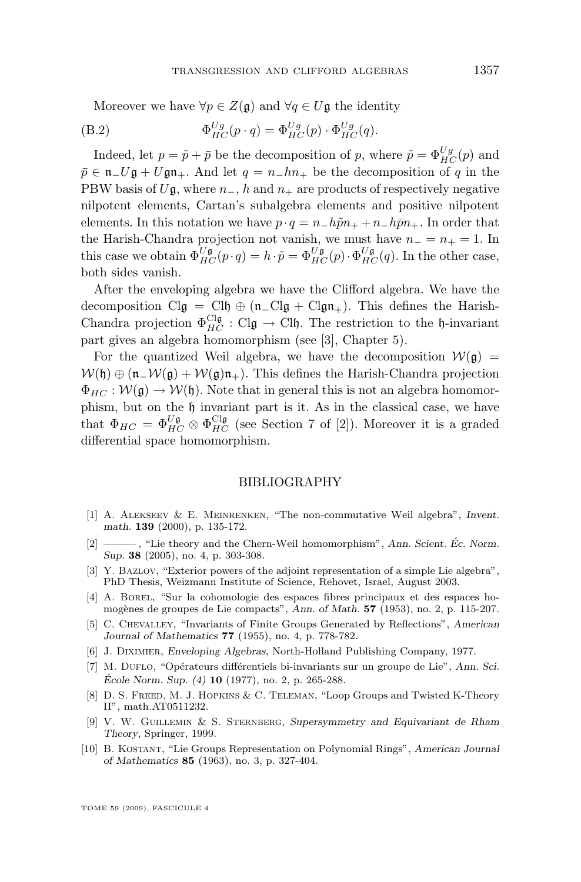Moreover we have $\forall p \in Z(\mathfrak{g})$ and $\forall q \in U\mathfrak{g}$ the identity

$$\Phi_{HC}^{Ug}(p \cdot q) = \Phi_{HC}^{Ug}(p) \cdot \Phi_{HC}^{Ug}(q). \tag{B.2}$$

Indeed, let $p = \tilde{p} + \bar{p}$ be the decomposition of $p$, where $\tilde{p} = \Phi_{HC}^{Ug}(p)$ and $\bar{p} \in \mathfrak{n}_- U\mathfrak{g} + U\mathfrak{g}\mathfrak{n}_+$. And let $q = n_- h n_+$ be the decomposition of $q$ in the PBW basis of $U\mathfrak{g}$, where $n_-$, $h$ and $n_+$ are products of respectively negative nilpotent elements, Cartan's subalgebra elements and positive nilpotent elements. In this notation we have $p \cdot q = n_- h \tilde{p} n_+ + n_- h \bar{p} n_+$. In order that the Harish-Chandra projection not vanish, we must have $n_- = n_+ = 1$. In this case we obtain $\Phi_{HC}^{U\mathfrak{g}}(p \cdot q) = h \cdot \tilde{p} = \Phi_{HC}^{U\mathfrak{g}}(p) \cdot \Phi_{HC}^{U\mathfrak{g}}(q)$. In the other case, both sides vanish.

After the enveloping algebra we have the Clifford algebra. We have the decomposition $\mathrm{Cl}\mathfrak{g} = \mathrm{Cl}\mathfrak{h} \oplus (\mathfrak{n}_- \mathrm{Cl}\mathfrak{g} + \mathrm{Cl}\mathfrak{g}\mathfrak{n}_+)$. This defines the Harish-Chandra projection $\Phi_{HC}^{\mathrm{Cl}\mathfrak{g}} : \mathrm{Cl}\mathfrak{g} \to \mathrm{Cl}\mathfrak{h}$. The restriction to the $\mathfrak{h}$-invariant part gives an algebra homomorphism (see [3], Chapter 5).

For the quantized Weil algebra, we have the decomposition $\mathcal{W}(\mathfrak{g}) = \mathcal{W}(\mathfrak{h}) \oplus (\mathfrak{n}_- \mathcal{W}(\mathfrak{g}) + \mathcal{W}(\mathfrak{g})\mathfrak{n}_+)$. This defines the Harish-Chandra projection $\Phi_{HC} : \mathcal{W}(\mathfrak{g}) \to \mathcal{W}(\mathfrak{h})$. Note that in general this is not an algebra homomorphism, but on the $\mathfrak{h}$ invariant part is it. As in the classical case, we have that $\Phi_{HC} = \Phi_{HC}^{U\mathfrak{g}} \otimes \Phi_{HC}^{\mathrm{Cl}\mathfrak{g}}$ (see Section 7 of [2]). Moreover it is a graded differential space homomorphism.

## BIBLIOGRAPHY

[1] A. Alekseev & E. Meinrenken, "The non-commutative Weil algebra", *Invent. math.* **139** (2000), p. 135-172.

[2] ———, "Lie theory and the Chern-Weil homomorphism", *Ann. Scient. Éc. Norm. Sup.* **38** (2005), no. 4, p. 303-308.

[3] Y. Bazlov, "Exterior powers of the adjoint representation of a simple Lie algebra", PhD Thesis, Weizmann Institute of Science, Rehovet, Israel, August 2003.

[4] A. Borel, "Sur la cohomologie des espaces fibres principaux et des espaces homogènes de groupes de Lie compacts", *Ann. of Math.* **57** (1953), no. 2, p. 115-207.

[5] C. Chevalley, "Invariants of Finite Groups Generated by Reflections", *American Journal of Mathematics* **77** (1955), no. 4, p. 778-782.

[6] J. Dixmier, *Enveloping Algebras*, North-Holland Publishing Company, 1977.

[7] M. Duflo, "Opérateurs différentiels bi-invariants sur un groupe de Lie", *Ann. Sci. École Norm. Sup. (4)* **10** (1977), no. 2, p. 265-288.

[8] D. S. Freed, M. J. Hopkins & C. Teleman, "Loop Groups and Twisted K-Theory II", math.AT0511232.

[9] V. W. Guillemin & S. Sternberg, *Supersymmetry and Equivariant de Rham Theory*, Springer, 1999.

[10] B. Kostant, "Lie Groups Representation on Polynomial Rings", *American Journal of Mathematics* **85** (1963), no. 3, p. 327-404.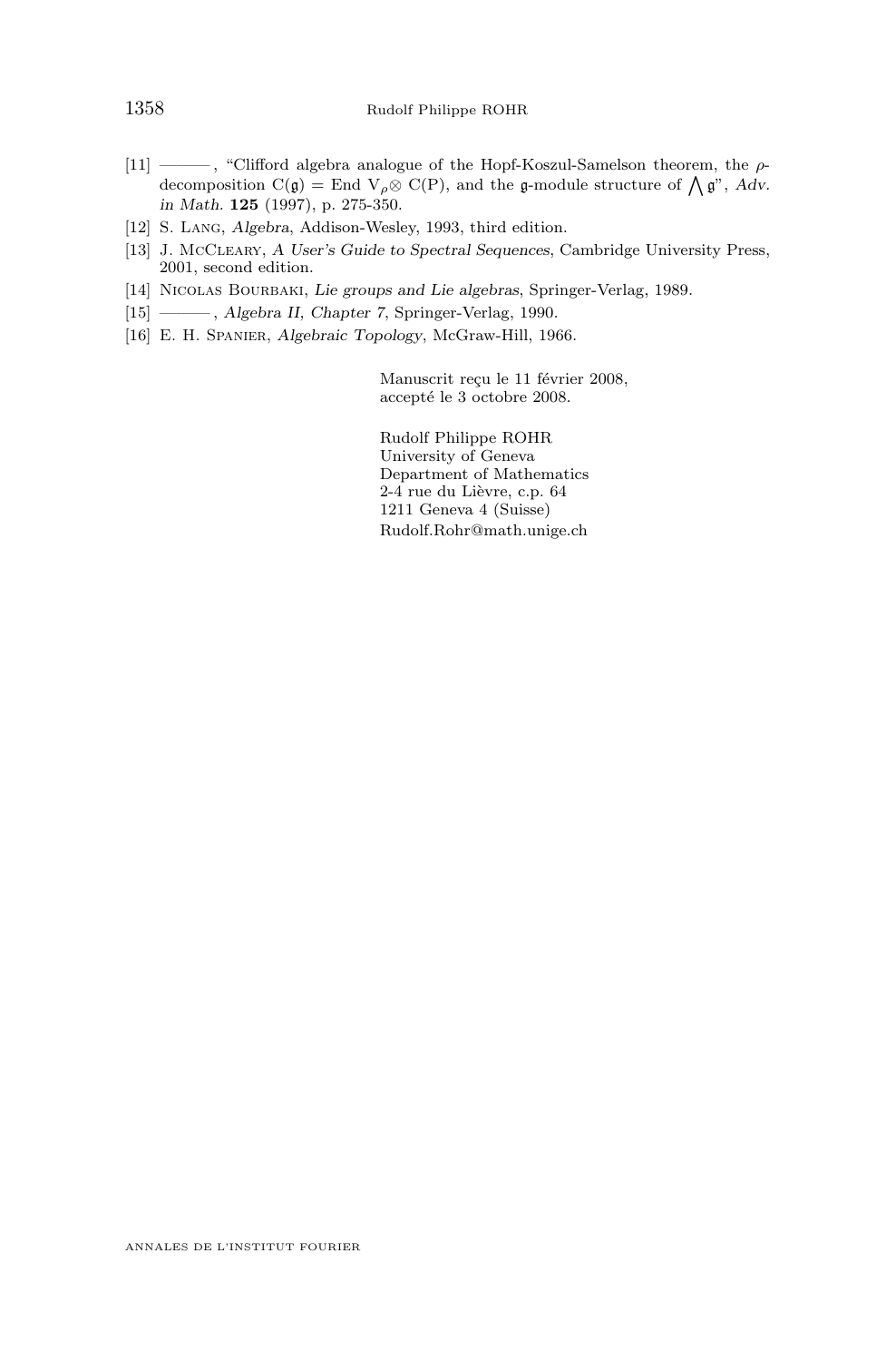[11] ———, "Clifford algebra analogue of the Hopf-Koszul-Samelson theorem, the $\rho$-decomposition $\mathrm{C}(\mathfrak{g}) = \mathrm{End}\ \mathrm{V}_\rho \otimes \mathrm{C}(\mathrm{P})$, and the $\mathfrak{g}$-module structure of $\bigwedge \mathfrak{g}$", *Adv. in Math.* **125** (1997), p. 275-350.

[12] S. Lang, *Algebra*, Addison-Wesley, 1993, third edition.

[13] J. McCleary, *A User's Guide to Spectral Sequences*, Cambridge University Press, 2001, second edition.

[14] Nicolas Bourbaki, *Lie groups and Lie algebras*, Springer-Verlag, 1989.

[15] ———, *Algebra II, Chapter 7*, Springer-Verlag, 1990.

[16] E. H. Spanier, *Algebraic Topology*, McGraw-Hill, 1966.

Manuscrit reçu le 11 février 2008,
accepté le 3 octobre 2008.

Rudolf Philippe ROHR
University of Geneva
Department of Mathematics
2-4 rue du Lièvre, c.p. 64
1211 Geneva 4 (Suisse)
Rudolf.Rohr@math.unige.ch